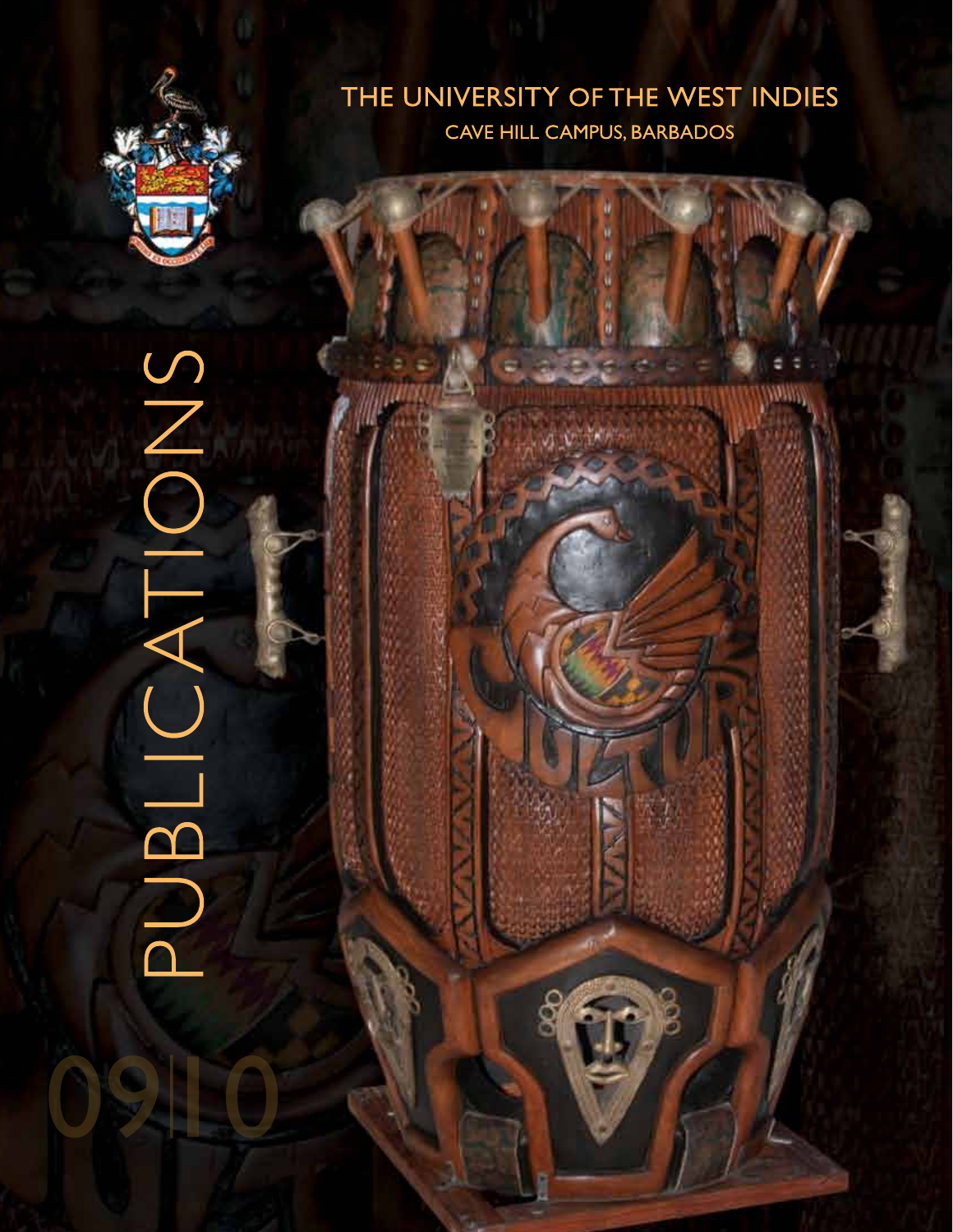# THE UNIVERSITY OF THE WEST INDIES

## CAVE HILL CAMPUS, BARBADOS

# PUBLICATIONS

09|10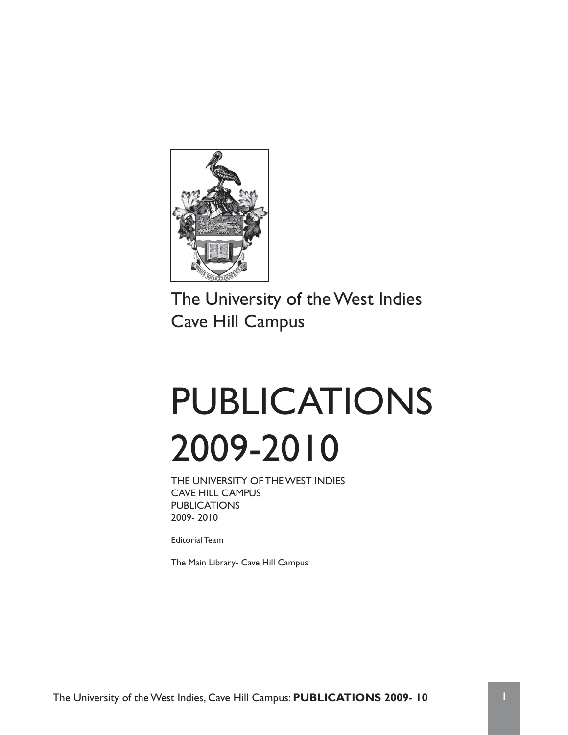The University of the West Indies
Cave Hill Campus

# PUBLICATIONS 2009-2010

THE UNIVERSITY OF THE WEST INDIES
CAVE HILL CAMPUS
PUBLICATIONS
2009- 2010

Editorial Team

The Main Library- Cave Hill Campus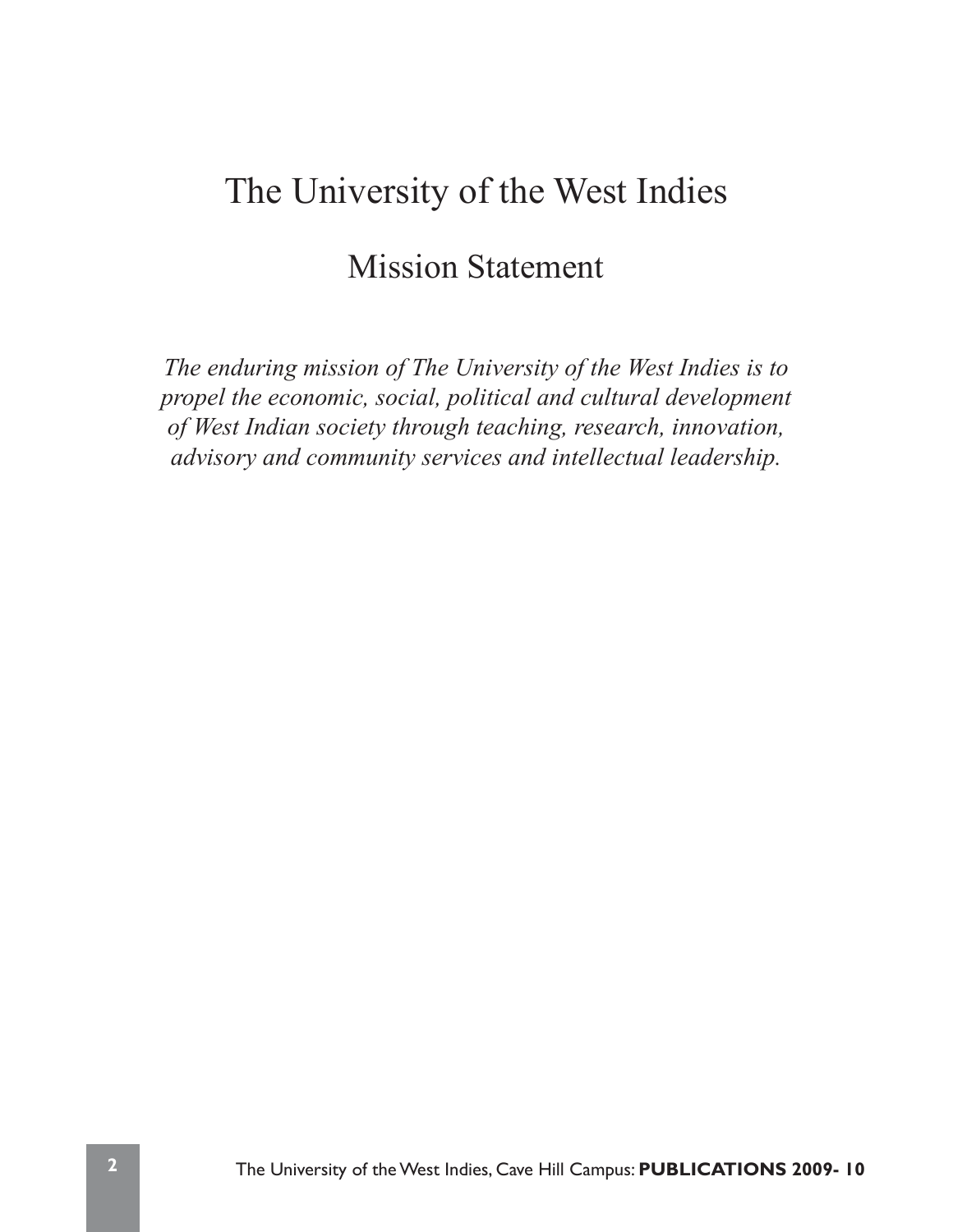# The University of the West Indies

## Mission Statement

*The enduring mission of The University of the West Indies is to propel the economic, social, political and cultural development of West Indian society through teaching, research, innovation, advisory and community services and intellectual leadership.*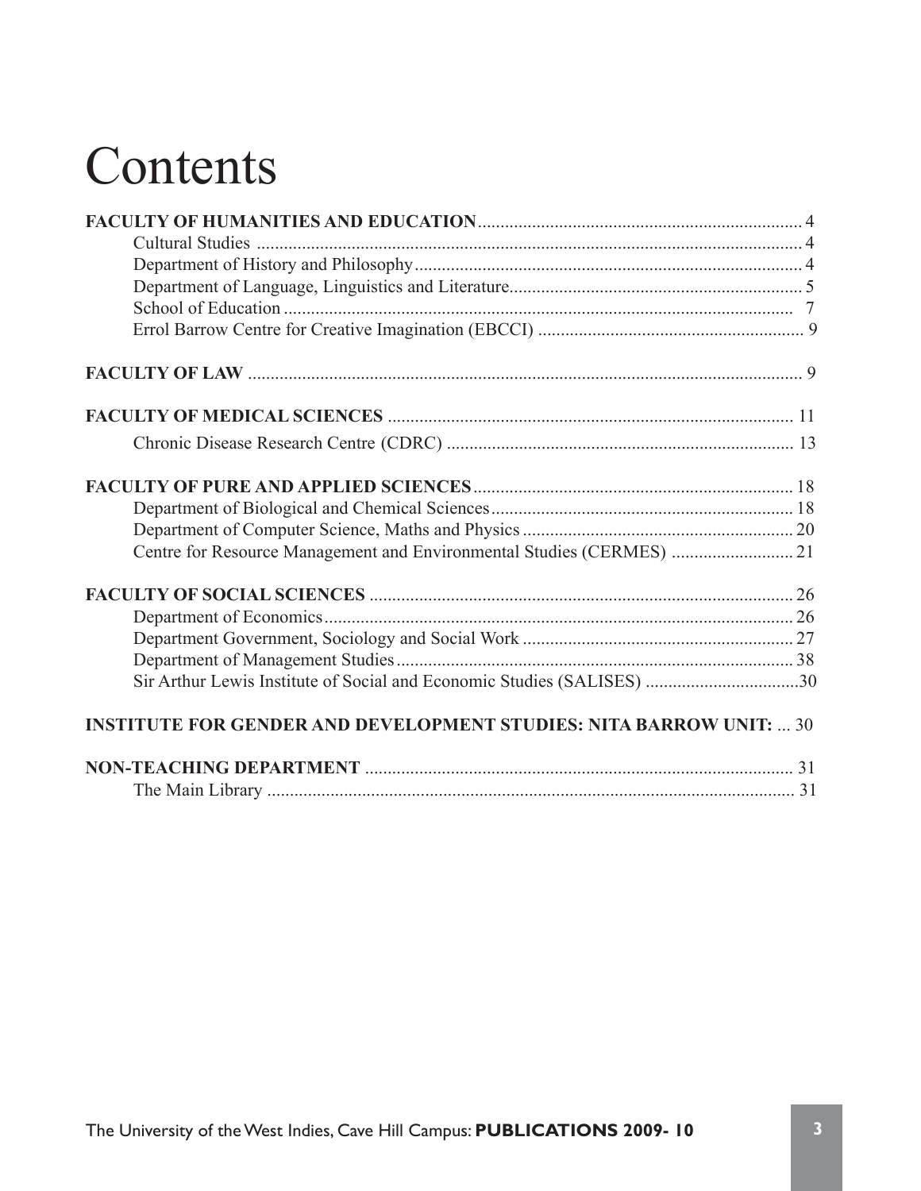# Contents

**FACULTY OF HUMANITIES AND EDUCATION** ........................................ 4
- Cultural Studies ........................................ 4
- Department of History and Philosophy ........................................ 4
- Department of Language, Linguistics and Literature ........................................ 5
- School of Education ........................................ 7
- Errol Barrow Centre for Creative Imagination (EBCCI) ........................................ 9

**FACULTY OF LAW** ........................................ 9

**FACULTY OF MEDICAL SCIENCES** ........................................ 11
- Chronic Disease Research Centre (CDRC) ........................................ 13

**FACULTY OF PURE AND APPLIED SCIENCES** ........................................ 18
- Department of Biological and Chemical Sciences ........................................ 18
- Department of Computer Science, Maths and Physics ........................................ 20
- Centre for Resource Management and Environmental Studies (CERMES) ........................................ 21

**FACULTY OF SOCIAL SCIENCES** ........................................ 26
- Department of Economics ........................................ 26
- Department Government, Sociology and Social Work ........................................ 27
- Department of Management Studies ........................................ 38
- Sir Arthur Lewis Institute of Social and Economic Studies (SALISES) ........................................30

**INSTITUTE FOR GENDER AND DEVELOPMENT STUDIES: NITA BARROW UNIT:** ... 30

**NON-TEACHING DEPARTMENT** ........................................ 31
- The Main Library ........................................ 31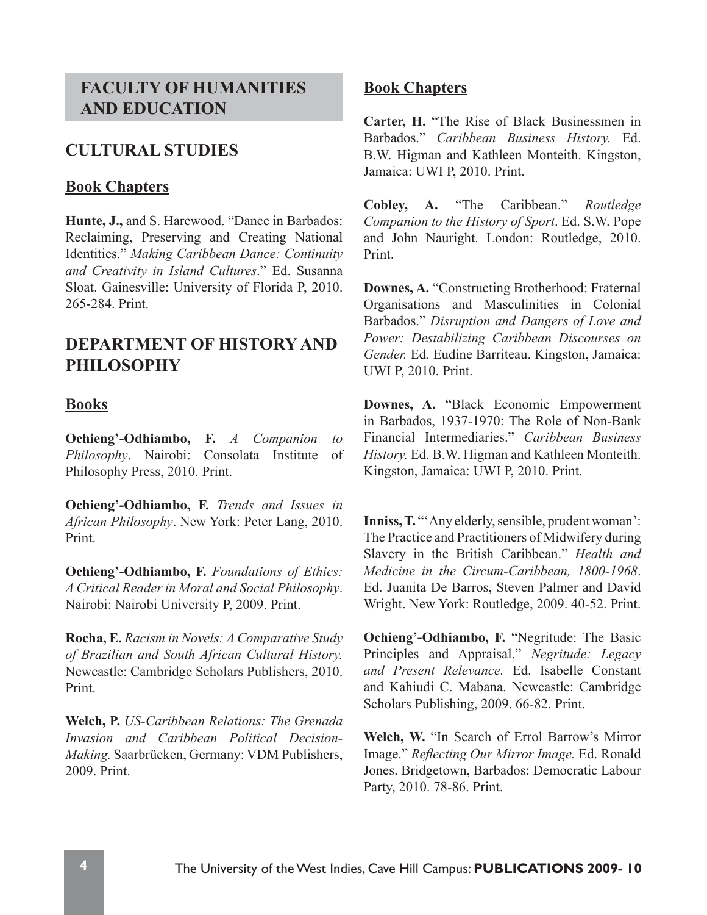## FACULTY OF HUMANITIES AND EDUCATION

## CULTURAL STUDIES

### Book Chapters

**Hunte, J.,** and S. Harewood. "Dance in Barbados: Reclaiming, Preserving and Creating National Identities." *Making Caribbean Dance: Continuity and Creativity in Island Cultures*." Ed. Susanna Sloat. Gainesville: University of Florida P, 2010. 265-284. Print.

## DEPARTMENT OF HISTORY AND PHILOSOPHY

### Books

**Ochieng'-Odhiambo, F.** *A Companion to Philosophy*. Nairobi: Consolata Institute of Philosophy Press, 2010. Print.

**Ochieng'-Odhiambo, F.** *Trends and Issues in African Philosophy*. New York: Peter Lang, 2010. Print.

**Ochieng'-Odhiambo, F.** *Foundations of Ethics: A Critical Reader in Moral and Social Philosophy*. Nairobi: Nairobi University P, 2009. Print.

**Rocha, E.** *Racism in Novels: A Comparative Study of Brazilian and South African Cultural History.* Newcastle: Cambridge Scholars Publishers, 2010. Print.

**Welch, P.** *US-Caribbean Relations: The Grenada Invasion and Caribbean Political Decision-Making.* Saarbrücken, Germany: VDM Publishers, 2009. Print.

### Book Chapters

**Carter, H.** "The Rise of Black Businessmen in Barbados." *Caribbean Business History.* Ed. B.W. Higman and Kathleen Monteith. Kingston, Jamaica: UWI P, 2010. Print.

**Cobley, A.** "The Caribbean." *Routledge Companion to the History of Sport*. Ed. S.W. Pope and John Nauright. London: Routledge, 2010. Print.

**Downes, A.** "Constructing Brotherhood: Fraternal Organisations and Masculinities in Colonial Barbados." *Disruption and Dangers of Love and Power: Destabilizing Caribbean Discourses on Gender.* Ed*.* Eudine Barriteau. Kingston, Jamaica: UWI P, 2010. Print.

**Downes, A.** "Black Economic Empowerment in Barbados, 1937-1970: The Role of Non-Bank Financial Intermediaries." *Caribbean Business History.* Ed. B.W. Higman and Kathleen Monteith. Kingston, Jamaica: UWI P, 2010. Print.

**Inniss, T.** "'Any elderly, sensible, prudent woman': The Practice and Practitioners of Midwifery during Slavery in the British Caribbean." *Health and Medicine in the Circum-Caribbean, 1800-1968*. Ed. Juanita De Barros, Steven Palmer and David Wright. New York: Routledge, 2009. 40-52. Print.

**Ochieng'-Odhiambo, F.** "Negritude: The Basic Principles and Appraisal." *Negritude: Legacy and Present Relevance.* Ed. Isabelle Constant and Kahiudi C. Mabana. Newcastle: Cambridge Scholars Publishing, 2009. 66-82. Print.

**Welch, W.** "In Search of Errol Barrow's Mirror Image." *Reflecting Our Mirror Image.* Ed. Ronald Jones. Bridgetown, Barbados: Democratic Labour Party, 2010. 78-86. Print.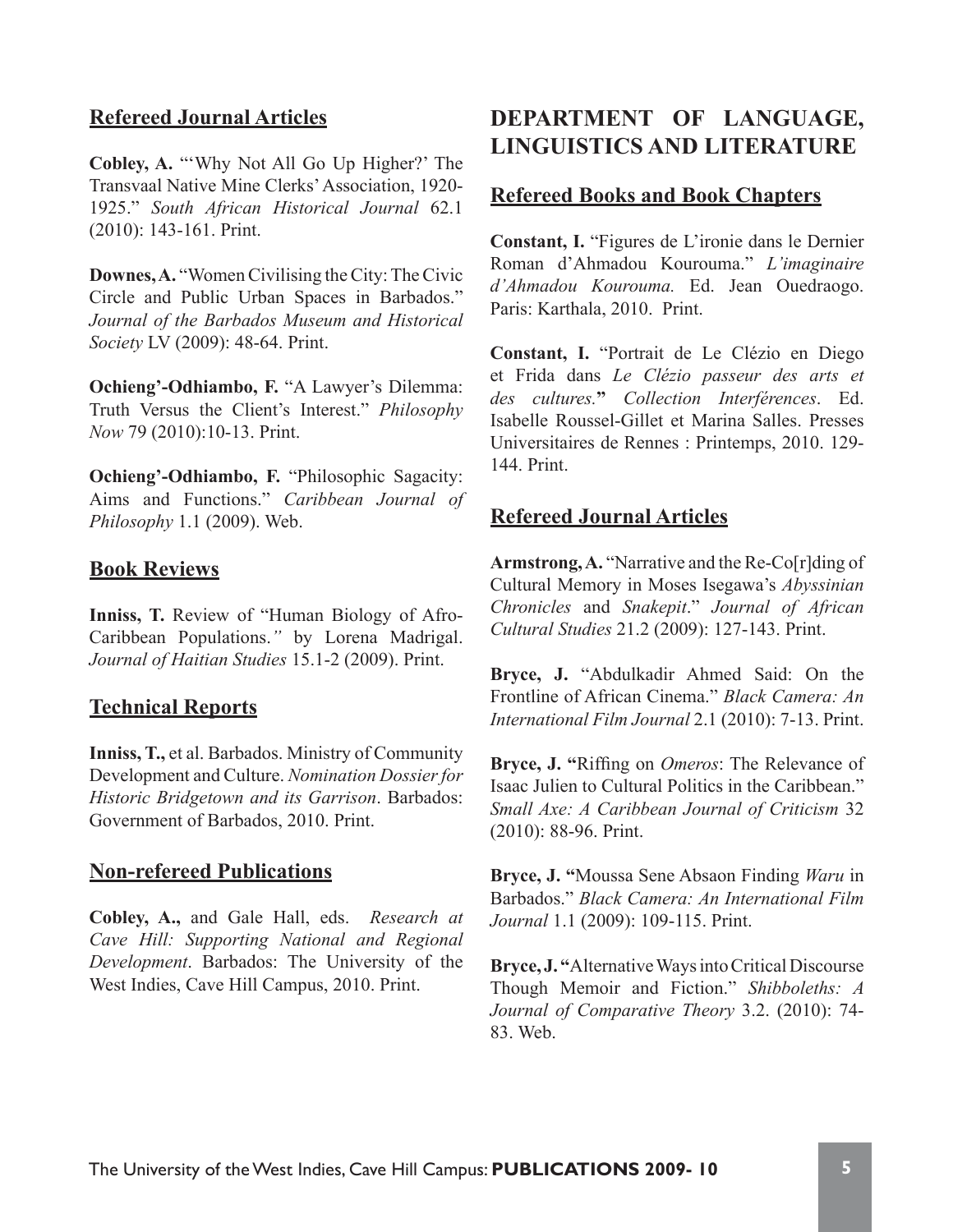### Refereed Journal Articles

**Cobley, A.** "'Why Not All Go Up Higher?' The Transvaal Native Mine Clerks' Association, 1920-1925." *South African Historical Journal* 62.1 (2010): 143-161. Print.

**Downes, A.** "Women Civilising the City: The Civic Circle and Public Urban Spaces in Barbados." *Journal of the Barbados Museum and Historical Society* LV (2009): 48-64. Print.

**Ochieng'-Odhiambo, F.** "A Lawyer's Dilemma: Truth Versus the Client's Interest." *Philosophy Now* 79 (2010):10-13. Print.

**Ochieng'-Odhiambo, F.** "Philosophic Sagacity: Aims and Functions." *Caribbean Journal of Philosophy* 1.1 (2009). Web.

### Book Reviews

**Inniss, T.** Review of "Human Biology of Afro-Caribbean Populations." by Lorena Madrigal. *Journal of Haitian Studies* 15.1-2 (2009). Print.

### Technical Reports

**Inniss, T.,** et al. Barbados. Ministry of Community Development and Culture. *Nomination Dossier for Historic Bridgetown and its Garrison*. Barbados: Government of Barbados, 2010. Print.

### Non-refereed Publications

**Cobley, A.,** and Gale Hall, eds. *Research at Cave Hill: Supporting National and Regional Development*. Barbados: The University of the West Indies, Cave Hill Campus, 2010. Print.

## DEPARTMENT OF LANGUAGE, LINGUISTICS AND LITERATURE

### Refereed Books and Book Chapters

**Constant, I.** "Figures de L'ironie dans le Dernier Roman d'Ahmadou Kourouma." *L'imaginaire d'Ahmadou Kourouma.* Ed. Jean Ouedraogo. Paris: Karthala, 2010. Print.

**Constant, I.** "Portrait de Le Clézio en Diego et Frida dans *Le Clézio passeur des arts et des cultures.*" *Collection Interférences*. Ed. Isabelle Roussel-Gillet et Marina Salles. Presses Universitaires de Rennes : Printemps, 2010. 129-144. Print.

### Refereed Journal Articles

**Armstrong, A.** "Narrative and the Re-Co[r]ding of Cultural Memory in Moses Isegawa's *Abyssinian Chronicles* and *Snakepit*." *Journal of African Cultural Studies* 21.2 (2009): 127-143. Print.

**Bryce, J.** "Abdulkadir Ahmed Said: On the Frontline of African Cinema." *Black Camera: An International Film Journal* 2.1 (2010): 7-13. Print.

**Bryce, J.** "Riffing on *Omeros*: The Relevance of Isaac Julien to Cultural Politics in the Caribbean." *Small Axe: A Caribbean Journal of Criticism* 32 (2010): 88-96. Print.

**Bryce, J.** "Moussa Sene Absaon Finding *Waru* in Barbados." *Black Camera: An International Film Journal* 1.1 (2009): 109-115. Print.

**Bryce, J.** "Alternative Ways into Critical Discourse Though Memoir and Fiction." *Shibboleths: A Journal of Comparative Theory* 3.2. (2010): 74-83. Web.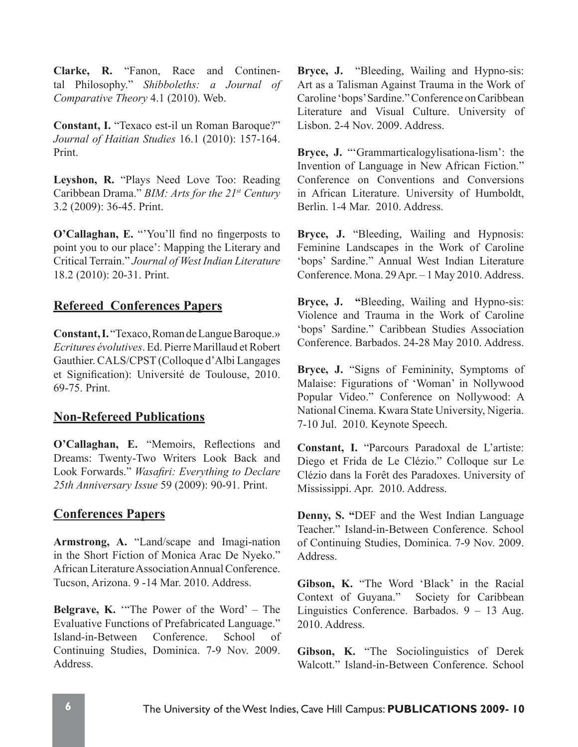**Clarke, R.** "Fanon, Race and Continental Philosophy." *Shibboleths: a Journal of Comparative Theory* 4.1 (2010). Web.

**Constant, I.** "Texaco est-il un Roman Baroque?" *Journal of Haitian Studies* 16.1 (2010): 157-164. Print.

**Leyshon, R.** "Plays Need Love Too: Reading Caribbean Drama." *BIM: Arts for the 21st Century* 3.2 (2009): 36-45. Print.

**O'Callaghan, E.** "'You'll find no fingerposts to point you to our place': Mapping the Literary and Critical Terrain." *Journal of West Indian Literature* 18.2 (2010): 20-31. Print.

## Refereed Conferences Papers

**Constant, I.** "Texaco, Roman de Langue Baroque.» *Ecritures évolutives*. Ed. Pierre Marillaud et Robert Gauthier. CALS/CPST (Colloque d'Albi Langages et Signification): Université de Toulouse, 2010. 69-75. Print.

## Non-Refereed Publications

**O'Callaghan, E.** "Memoirs, Reflections and Dreams: Twenty-Two Writers Look Back and Look Forwards." *Wasafiri: Everything to Declare 25th Anniversary Issue* 59 (2009): 90-91. Print.

## Conferences Papers

**Armstrong, A.** "Land/scape and Imagi-nation in the Short Fiction of Monica Arac De Nyeko." African Literature Association Annual Conference. Tucson, Arizona. 9 -14 Mar. 2010. Address.

**Belgrave, K.** '"The Power of the Word' – The Evaluative Functions of Prefabricated Language." Island-in-Between Conference. School of Continuing Studies, Dominica. 7-9 Nov. 2009. Address.

**Bryce, J.** "Bleeding, Wailing and Hypno-sis: Art as a Talisman Against Trauma in the Work of Caroline 'bops' Sardine." Conference on Caribbean Literature and Visual Culture. University of Lisbon. 2-4 Nov. 2009. Address.

**Bryce, J.** "'Grammarticalogylisationa-lism': the Invention of Language in New African Fiction." Conference on Conventions and Conversions in African Literature. University of Humboldt, Berlin. 1-4 Mar. 2010. Address.

**Bryce, J.** "Bleeding, Wailing and Hypnosis: Feminine Landscapes in the Work of Caroline 'bops' Sardine." Annual West Indian Literature Conference. Mona. 29 Apr. – 1 May 2010. Address.

**Bryce, J.** "Bleeding, Wailing and Hypno-sis: Violence and Trauma in the Work of Caroline 'bops' Sardine." Caribbean Studies Association Conference. Barbados. 24-28 May 2010. Address.

**Bryce, J.** "Signs of Femininity, Symptoms of Malaise: Figurations of 'Woman' in Nollywood Popular Video." Conference on Nollywood: A National Cinema. Kwara State University, Nigeria. 7-10 Jul. 2010. Keynote Speech.

**Constant, I.** "Parcours Paradoxal de L'artiste: Diego et Frida de Le Clézio." Colloque sur Le Clézio dans la Forêt des Paradoxes. University of Mississippi. Apr. 2010. Address.

**Denny, S.** "DEF and the West Indian Language Teacher." Island-in-Between Conference. School of Continuing Studies, Dominica. 7-9 Nov. 2009. Address.

**Gibson, K.** "The Word 'Black' in the Racial Context of Guyana." Society for Caribbean Linguistics Conference. Barbados. 9 – 13 Aug. 2010. Address.

**Gibson, K.** "The Sociolinguistics of Derek Walcott." Island-in-Between Conference. School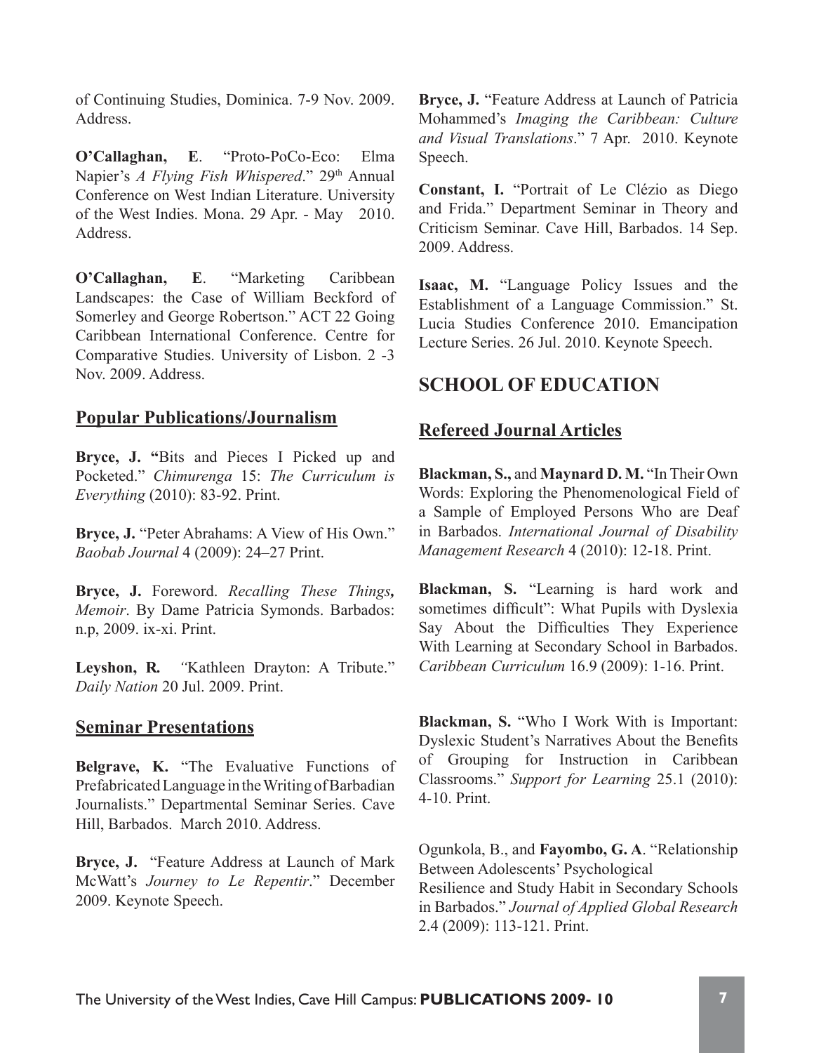of Continuing Studies, Dominica. 7-9 Nov. 2009. Address.

**O'Callaghan, E**. "Proto-PoCo-Eco: Elma Napier's *A Flying Fish Whispered*." 29th Annual Conference on West Indian Literature. University of the West Indies. Mona. 29 Apr. - May 2010. Address.

**O'Callaghan, E**. "Marketing Caribbean Landscapes: the Case of William Beckford of Somerley and George Robertson." ACT 22 Going Caribbean International Conference. Centre for Comparative Studies. University of Lisbon. 2 -3 Nov. 2009. Address.

## Popular Publications/Journalism

**Bryce, J. "**Bits and Pieces I Picked up and Pocketed." *Chimurenga* 15: *The Curriculum is Everything* (2010): 83-92. Print.

**Bryce, J.** "Peter Abrahams: A View of His Own." *Baobab Journal* 4 (2009): 24–27 Print.

**Bryce, J.** Foreword. *Recalling These Things, Memoir*. By Dame Patricia Symonds. Barbados: n.p, 2009. ix-xi. Print.

**Leyshon, R.** "Kathleen Drayton: A Tribute." *Daily Nation* 20 Jul. 2009. Print.

## Seminar Presentations

**Belgrave, K.** "The Evaluative Functions of Prefabricated Language in the Writing of Barbadian Journalists." Departmental Seminar Series. Cave Hill, Barbados. March 2010. Address.

**Bryce, J.** "Feature Address at Launch of Mark McWatt's *Journey to Le Repentir*." December 2009. Keynote Speech.

**Bryce, J.** "Feature Address at Launch of Patricia Mohammed's *Imaging the Caribbean: Culture and Visual Translations*." 7 Apr. 2010. Keynote Speech.

**Constant, I.** "Portrait of Le Clézio as Diego and Frida." Department Seminar in Theory and Criticism Seminar. Cave Hill, Barbados. 14 Sep. 2009. Address.

**Isaac, M.** "Language Policy Issues and the Establishment of a Language Commission." St. Lucia Studies Conference 2010. Emancipation Lecture Series. 26 Jul. 2010. Keynote Speech.

# SCHOOL OF EDUCATION

## Refereed Journal Articles

**Blackman, S.,** and **Maynard D. M.** "In Their Own Words: Exploring the Phenomenological Field of a Sample of Employed Persons Who are Deaf in Barbados. *International Journal of Disability Management Research* 4 (2010): 12-18. Print.

**Blackman, S.** "Learning is hard work and sometimes difficult": What Pupils with Dyslexia Say About the Difficulties They Experience With Learning at Secondary School in Barbados. *Caribbean Curriculum* 16.9 (2009): 1-16. Print.

**Blackman, S.** "Who I Work With is Important: Dyslexic Student's Narratives About the Benefits of Grouping for Instruction in Caribbean Classrooms." *Support for Learning* 25.1 (2010): 4-10. Print.

Ogunkola, B., and **Fayombo, G. A**. "Relationship Between Adolescents' Psychological Resilience and Study Habit in Secondary Schools in Barbados." *Journal of Applied Global Research* 2.4 (2009): 113-121. Print.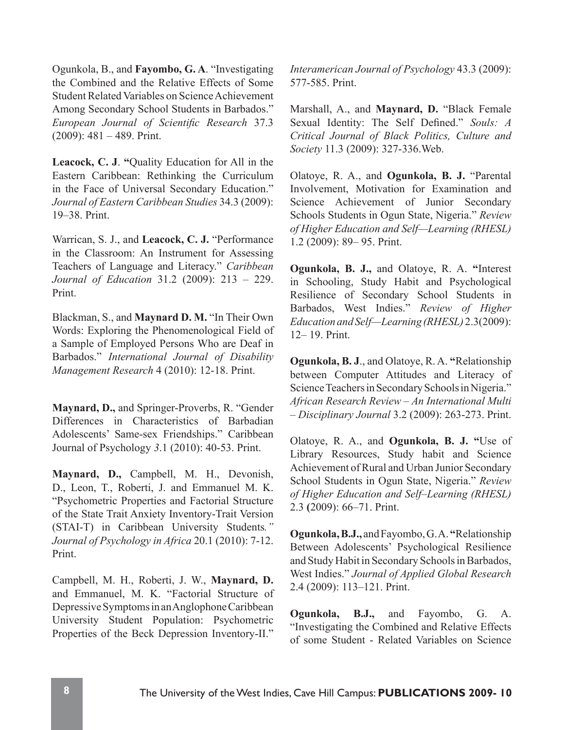Ogunkola, B., and **Fayombo, G. A**. "Investigating the Combined and the Relative Effects of Some Student Related Variables on Science Achievement Among Secondary School Students in Barbados." *European Journal of Scientific Research* 37.3 (2009): 481 – 489. Print.

**Leacock, C. J**. **"**Quality Education for All in the Eastern Caribbean: Rethinking the Curriculum in the Face of Universal Secondary Education." *Journal of Eastern Caribbean Studies* 34.3 (2009): 19–38. Print.

Warrican, S. J., and **Leacock, C. J.** "Performance in the Classroom: An Instrument for Assessing Teachers of Language and Literacy." *Caribbean Journal of Education* 31.2 (2009): 213 – 229. Print.

Blackman, S., and **Maynard D. M.** "In Their Own Words: Exploring the Phenomenological Field of a Sample of Employed Persons Who are Deaf in Barbados." *International Journal of Disability Management Research* 4 (2010): 12-18. Print.

**Maynard, D.,** and Springer-Proverbs, R. "Gender Differences in Characteristics of Barbadian Adolescents' Same-sex Friendships." Caribbean Journal of Psychology *3*.1 (2010): 40-53. Print.

**Maynard, D.,** Campbell, M. H., Devonish, D., Leon, T., Roberti, J. and Emmanuel M. K. "Psychometric Properties and Factorial Structure of the State Trait Anxiety Inventory-Trait Version (STAI-T) in Caribbean University Students*." Journal of Psychology in Africa* 20.1 (2010): 7-12. Print.

Campbell, M. H., Roberti, J. W., **Maynard, D.** and Emmanuel, M. K. "Factorial Structure of Depressive Symptoms in an Anglophone Caribbean University Student Population: Psychometric Properties of the Beck Depression Inventory-II." *Interamerican Journal of Psychology* 43.3 (2009): 577-585. Print.

Marshall, A., and **Maynard, D.** "Black Female Sexual Identity: The Self Defined." *Souls: A Critical Journal of Black Politics, Culture and Society* 11.3 (2009): 327-336.Web.

Olatoye, R. A., and **Ogunkola, B. J.** "Parental Involvement, Motivation for Examination and Science Achievement of Junior Secondary Schools Students in Ogun State, Nigeria." *Review of Higher Education and Self—Learning (RHESL)* 1.2 (2009): 89– 95. Print.

**Ogunkola, B. J.,** and Olatoye, R. A. **"**Interest in Schooling, Study Habit and Psychological Resilience of Secondary School Students in Barbados, West Indies." *Review of Higher Education and Self—Learning (RHESL)* 2.3(2009): 12– 19. Print.

**Ogunkola, B. J**., and Olatoye, R. A. **"**Relationship between Computer Attitudes and Literacy of Science Teachers in Secondary Schools in Nigeria." *African Research Review – An International Multi – Disciplinary Journal* 3.2 (2009): 263-273. Print.

Olatoye, R. A., and **Ogunkola, B. J. "**Use of Library Resources, Study habit and Science Achievement of Rural and Urban Junior Secondary School Students in Ogun State, Nigeria." *Review of Higher Education and Self–Learning (RHESL)* 2.3 **(**2009): 66–71. Print.

**Ogunkola, B.J.,** and Fayombo, G.A. **"**Relationship Between Adolescents' Psychological Resilience and Study Habit in Secondary Schools in Barbados, West Indies." *Journal of Applied Global Research* 2.4 (2009): 113–121. Print.

**Ogunkola, B.J.,** and Fayombo, G. A. "Investigating the Combined and Relative Effects of some Student - Related Variables on Science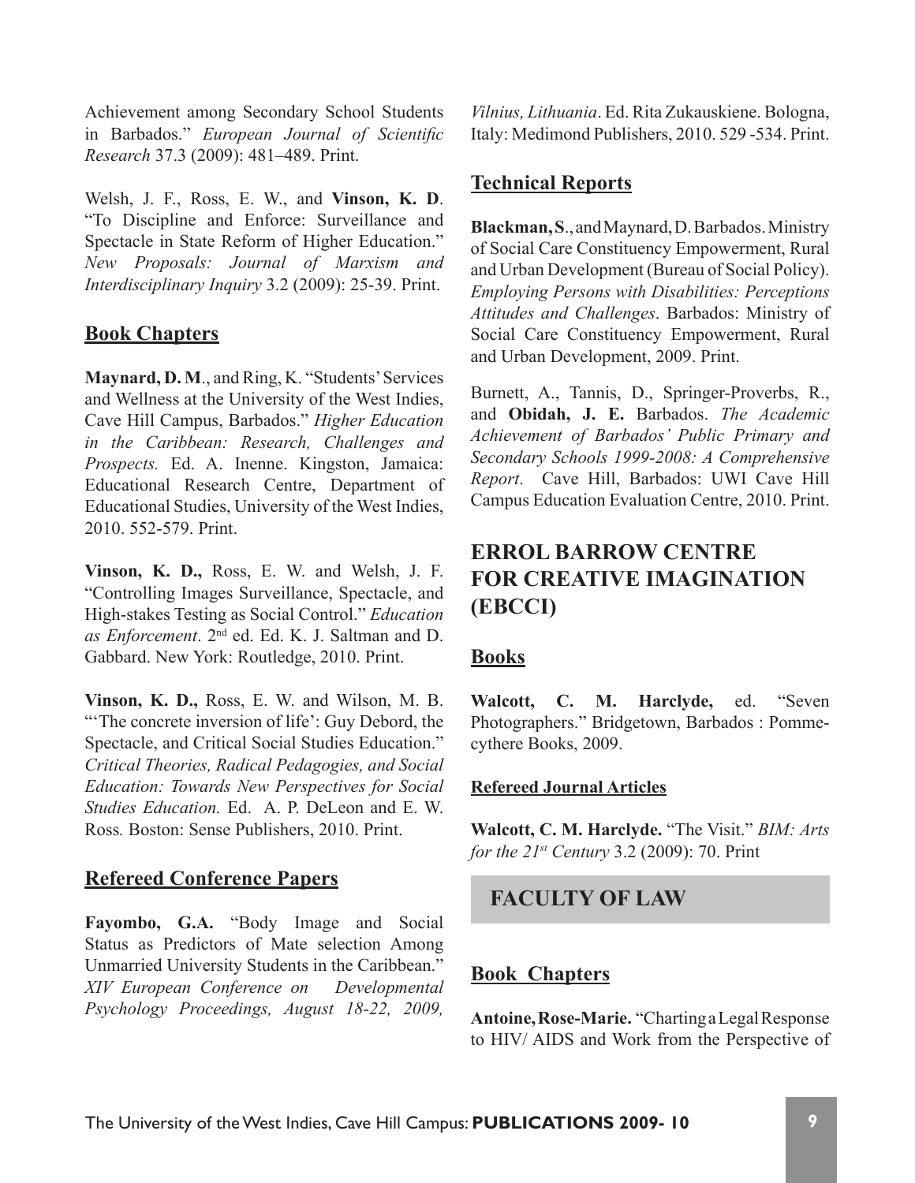Achievement among Secondary School Students in Barbados." *European Journal of Scientific Research* 37.3 (2009): 481–489. Print.

Welsh, J. F., Ross, E. W., and **Vinson, K. D**. "To Discipline and Enforce: Surveillance and Spectacle in State Reform of Higher Education." *New Proposals: Journal of Marxism and Interdisciplinary Inquiry* 3.2 (2009): 25-39. Print.

## Book Chapters

**Maynard, D. M**., and Ring, K. "Students' Services and Wellness at the University of the West Indies, Cave Hill Campus, Barbados." *Higher Education in the Caribbean: Research, Challenges and Prospects.* Ed. A. Inenne. Kingston, Jamaica: Educational Research Centre, Department of Educational Studies, University of the West Indies, 2010. 552-579. Print.

**Vinson, K. D.,** Ross, E. W. and Welsh, J. F. "Controlling Images Surveillance, Spectacle, and High-stakes Testing as Social Control." *Education as Enforcement*. 2nd ed. Ed. K. J. Saltman and D. Gabbard. New York: Routledge, 2010. Print.

**Vinson, K. D.,** Ross, E. W. and Wilson, M. B. "'The concrete inversion of life': Guy Debord, the Spectacle, and Critical Social Studies Education." *Critical Theories, Radical Pedagogies, and Social Education: Towards New Perspectives for Social Studies Education.* Ed. A. P. DeLeon and E. W. Ross*.* Boston: Sense Publishers, 2010. Print.

## Refereed Conference Papers

**Fayombo, G.A.** "Body Image and Social Status as Predictors of Mate selection Among Unmarried University Students in the Caribbean." *XIV European Conference on Developmental Psychology Proceedings, August 18-22, 2009, Vilnius, Lithuania*. Ed. Rita Zukauskiene. Bologna, Italy: Medimond Publishers, 2010. 529 -534. Print.

## Technical Reports

**Blackman, S**., and Maynard, D. Barbados. Ministry of Social Care Constituency Empowerment, Rural and Urban Development (Bureau of Social Policy). *Employing Persons with Disabilities: Perceptions Attitudes and Challenges*. Barbados: Ministry of Social Care Constituency Empowerment, Rural and Urban Development, 2009. Print.

Burnett, A., Tannis, D., Springer-Proverbs, R., and **Obidah, J. E.** Barbados. *The Academic Achievement of Barbados' Public Primary and Secondary Schools 1999-2008: A Comprehensive Report*. Cave Hill, Barbados: UWI Cave Hill Campus Education Evaluation Centre, 2010. Print.

# ERROL BARROW CENTRE FOR CREATIVE IMAGINATION (EBCCI)

## Books

**Walcott, C. M. Harclyde,** ed. "Seven Photographers." Bridgetown, Barbados : Pommecythere Books, 2009.

### Refereed Journal Articles

**Walcott, C. M. Harclyde.** "The Visit." *BIM: Arts for the 21st Century* 3.2 (2009): 70. Print

# FACULTY OF LAW

## Book Chapters

**Antoine, Rose-Marie.** "Charting a Legal Response to HIV/ AIDS and Work from the Perspective of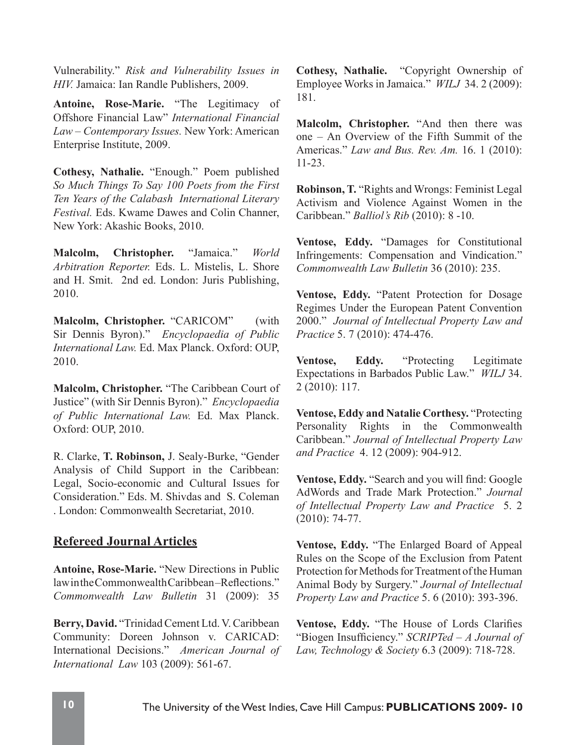Vulnerability." *Risk and Vulnerability Issues in HIV.* Jamaica: Ian Randle Publishers, 2009.

**Antoine, Rose-Marie.** "The Legitimacy of Offshore Financial Law" *International Financial Law – Contemporary Issues.* New York: American Enterprise Institute, 2009.

**Cothesy, Nathalie.** "Enough." Poem published *So Much Things To Say 100 Poets from the First Ten Years of the Calabash International Literary Festival.* Eds. Kwame Dawes and Colin Channer, New York: Akashic Books, 2010.

**Malcolm, Christopher.** "Jamaica." *World Arbitration Reporter.* Eds. L. Mistelis, L. Shore and H. Smit. 2nd ed. London: Juris Publishing, 2010.

**Malcolm, Christopher.** "CARICOM" (with Sir Dennis Byron)." *Encyclopaedia of Public International Law.* Ed. Max Planck. Oxford: OUP, 2010.

**Malcolm, Christopher.** "The Caribbean Court of Justice" (with Sir Dennis Byron)." *Encyclopaedia of Public International Law.* Ed. Max Planck. Oxford: OUP, 2010.

R. Clarke, **T. Robinson,** J. Sealy-Burke, "Gender Analysis of Child Support in the Caribbean: Legal, Socio-economic and Cultural Issues for Consideration." Eds. M. Shivdas and S. Coleman . London: Commonwealth Secretariat, 2010.

## Refereed Journal Articles

**Antoine, Rose-Marie.** "New Directions in Public law in the Commonwealth Caribbean–Reflections." *Commonwealth Law Bulletin* 31 (2009): 35

**Berry, David.** "Trinidad Cement Ltd. V. Caribbean Community: Doreen Johnson v. CARICAD: International Decisions." *American Journal of International Law* 103 (2009): 561-67.

**Cothesy, Nathalie.** "Copyright Ownership of Employee Works in Jamaica." *WILJ* 34. 2 (2009): 181.

**Malcolm, Christopher.** "And then there was one – An Overview of the Fifth Summit of the Americas." *Law and Bus. Rev. Am.* 16. 1 (2010): 11-23.

**Robinson, T.** "Rights and Wrongs: Feminist Legal Activism and Violence Against Women in the Caribbean." *Balliol's Rib* (2010): 8 -10.

**Ventose, Eddy.** "Damages for Constitutional Infringements: Compensation and Vindication." *Commonwealth Law Bulletin* 36 (2010): 235.

**Ventose, Eddy.** "Patent Protection for Dosage Regimes Under the European Patent Convention 2000." *Journal of Intellectual Property Law and Practice* 5. 7 (2010): 474-476.

**Ventose, Eddy.** "Protecting Legitimate Expectations in Barbados Public Law." *WILJ* 34. 2 (2010): 117.

**Ventose, Eddy and Natalie Corthesy.** "Protecting Personality Rights in the Commonwealth Caribbean." *Journal of Intellectual Property Law and Practice* 4. 12 (2009): 904-912.

**Ventose, Eddy.** "Search and you will find: Google AdWords and Trade Mark Protection." *Journal of Intellectual Property Law and Practice* 5. 2 (2010): 74-77.

**Ventose, Eddy.** "The Enlarged Board of Appeal Rules on the Scope of the Exclusion from Patent Protection for Methods for Treatment of the Human Animal Body by Surgery." *Journal of Intellectual Property Law and Practice* 5. 6 (2010): 393-396.

**Ventose, Eddy.** "The House of Lords Clarifies "Biogen Insufficiency." *SCRIPTed – A Journal of Law, Technology & Society* 6.3 (2009): 718-728.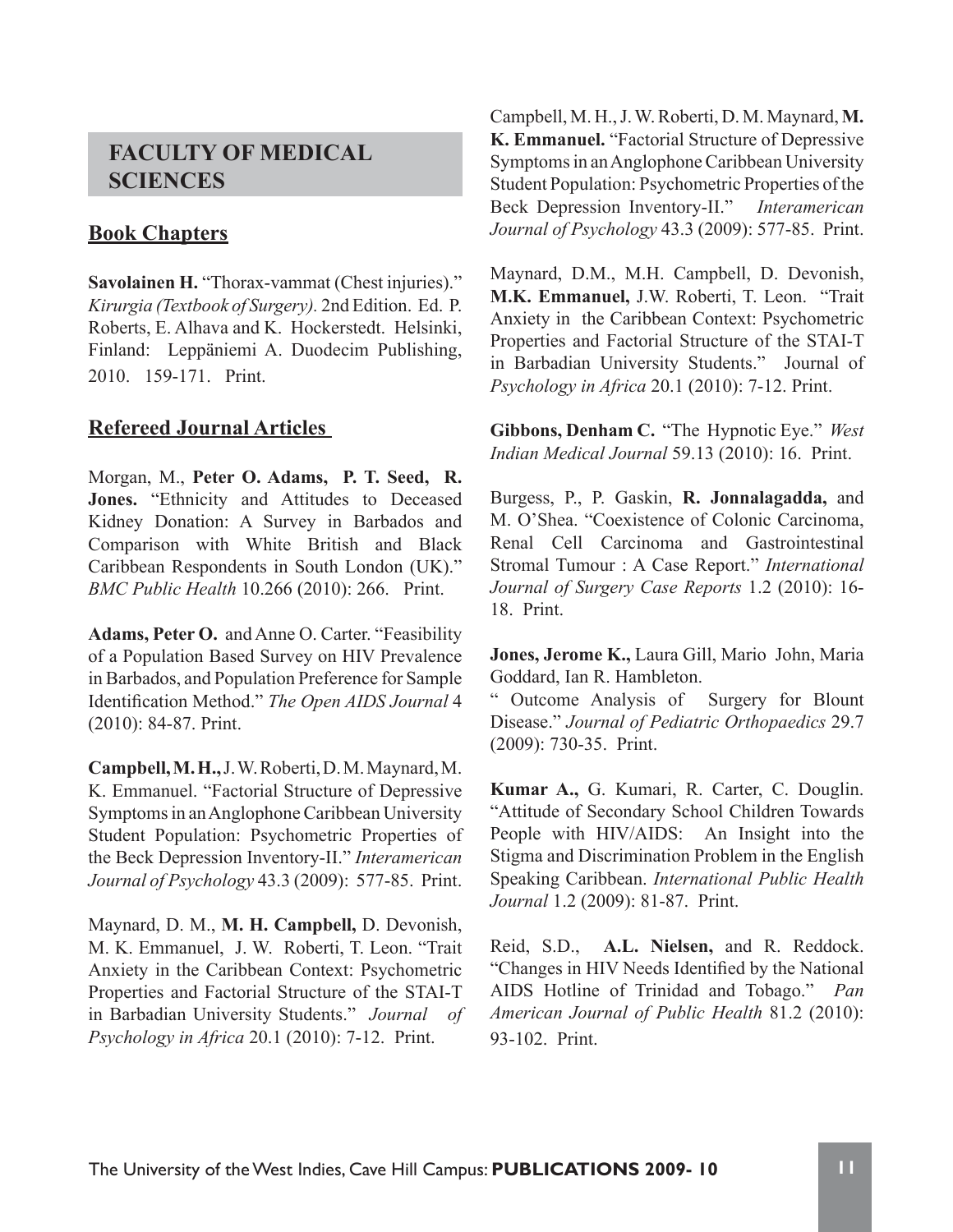## FACULTY OF MEDICAL SCIENCES

### Book Chapters

**Savolainen H.** "Thorax-vammat (Chest injuries)." *Kirurgia (Textbook of Surgery)*. 2nd Edition. Ed. P. Roberts, E. Alhava and K. Hockerstedt. Helsinki, Finland: Leppäniemi A. Duodecim Publishing, 2010. 159-171. Print.

### Refereed Journal Articles

Morgan, M., **Peter O. Adams, P. T. Seed, R. Jones.** "Ethnicity and Attitudes to Deceased Kidney Donation: A Survey in Barbados and Comparison with White British and Black Caribbean Respondents in South London (UK)." *BMC Public Health* 10.266 (2010): 266. Print.

**Adams, Peter O.** and Anne O. Carter. "Feasibility of a Population Based Survey on HIV Prevalence in Barbados, and Population Preference for Sample Identification Method." *The Open AIDS Journal* 4 (2010): 84-87. Print.

**Campbell, M. H.,** J. W. Roberti, D. M. Maynard, M. K. Emmanuel. "Factorial Structure of Depressive Symptoms in an Anglophone Caribbean University Student Population: Psychometric Properties of the Beck Depression Inventory-II." *Interamerican Journal of Psychology* 43.3 (2009): 577-85. Print.

Maynard, D. M., **M. H. Campbell,** D. Devonish, M. K. Emmanuel, J. W. Roberti, T. Leon. "Trait Anxiety in the Caribbean Context: Psychometric Properties and Factorial Structure of the STAI-T in Barbadian University Students." *Journal of Psychology in Africa* 20.1 (2010): 7-12. Print.

Campbell, M. H., J. W. Roberti, D. M. Maynard, **M. K. Emmanuel.** "Factorial Structure of Depressive Symptoms in an Anglophone Caribbean University Student Population: Psychometric Properties of the Beck Depression Inventory-II." *Interamerican Journal of Psychology* 43.3 (2009): 577-85. Print.

Maynard, D.M., M.H. Campbell, D. Devonish, **M.K. Emmanuel,** J.W. Roberti, T. Leon. "Trait Anxiety in the Caribbean Context: Psychometric Properties and Factorial Structure of the STAI-T in Barbadian University Students." Journal of *Psychology in Africa* 20.1 (2010): 7-12. Print.

**Gibbons, Denham C.** "The Hypnotic Eye." *West Indian Medical Journal* 59.13 (2010): 16. Print.

Burgess, P., P. Gaskin, **R. Jonnalagadda,** and M. O'Shea. "Coexistence of Colonic Carcinoma, Renal Cell Carcinoma and Gastrointestinal Stromal Tumour : A Case Report." *International Journal of Surgery Case Reports* 1.2 (2010): 16-18. Print.

**Jones, Jerome K.,** Laura Gill, Mario John, Maria Goddard, Ian R. Hambleton. " Outcome Analysis of Surgery for Blount Disease." *Journal of Pediatric Orthopaedics* 29.7 (2009): 730-35. Print.

**Kumar A.,** G. Kumari, R. Carter, C. Douglin. "Attitude of Secondary School Children Towards People with HIV/AIDS: An Insight into the Stigma and Discrimination Problem in the English Speaking Caribbean. *International Public Health Journal* 1.2 (2009): 81-87. Print.

Reid, S.D., **A.L. Nielsen,** and R. Reddock. "Changes in HIV Needs Identified by the National AIDS Hotline of Trinidad and Tobago." *Pan American Journal of Public Health* 81.2 (2010): 93-102. Print.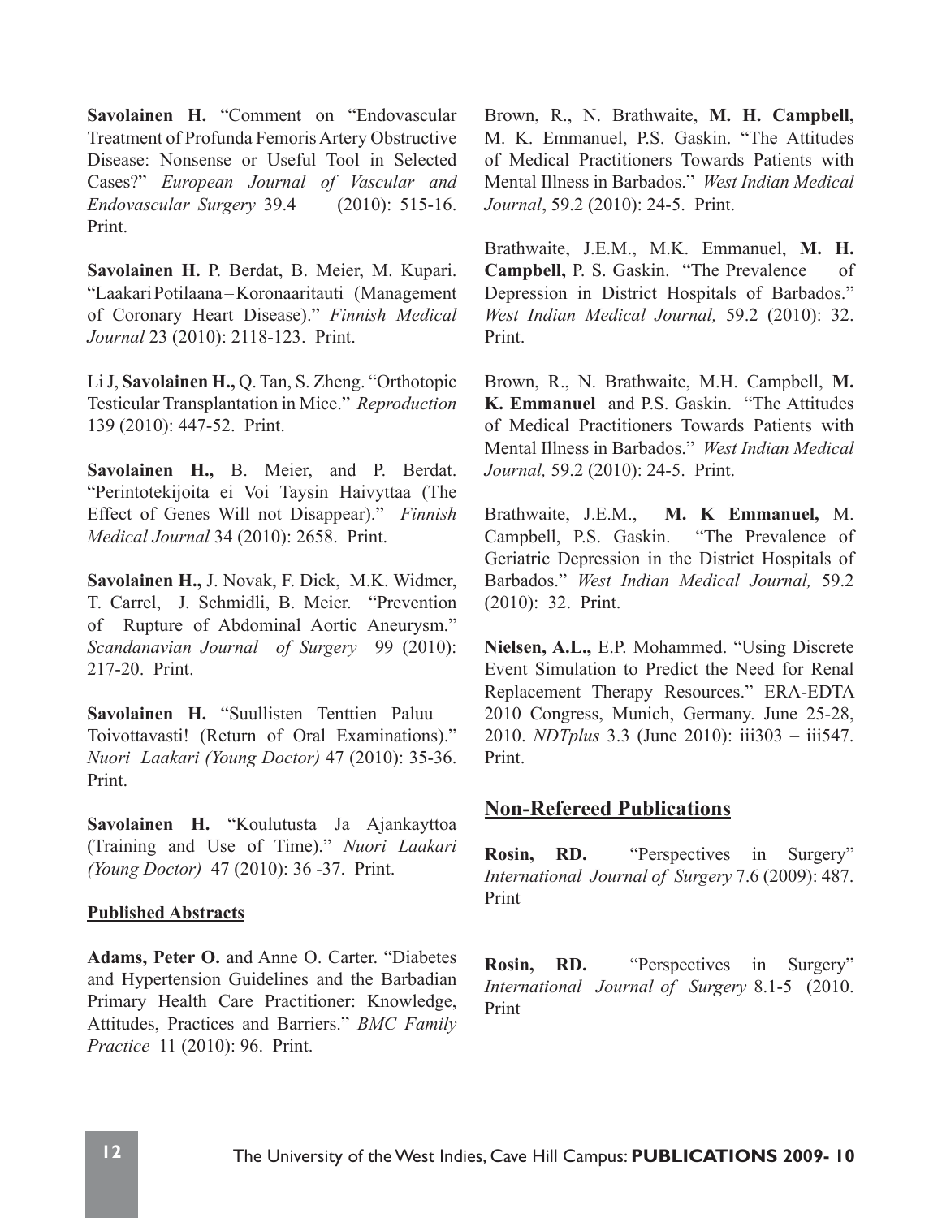**Savolainen H.** "Comment on "Endovascular Treatment of Profunda Femoris Artery Obstructive Disease: Nonsense or Useful Tool in Selected Cases?" *European Journal of Vascular and Endovascular Surgery* 39.4 (2010): 515-16. Print.

**Savolainen H.** P. Berdat, B. Meier, M. Kupari. "Laakari Potilaana – Koronaaritauti (Management of Coronary Heart Disease)." *Finnish Medical Journal* 23 (2010): 2118-123. Print.

Li J, **Savolainen H.,** Q. Tan, S. Zheng. "Orthotopic Testicular Transplantation in Mice." *Reproduction* 139 (2010): 447-52. Print.

**Savolainen H.,** B. Meier, and P. Berdat. "Perintotekijoita ei Voi Taysin Haivyttaa (The Effect of Genes Will not Disappear)." *Finnish Medical Journal* 34 (2010): 2658. Print.

**Savolainen H.,** J. Novak, F. Dick, M.K. Widmer, T. Carrel, J. Schmidli, B. Meier. "Prevention of Rupture of Abdominal Aortic Aneurysm." *Scandanavian Journal of Surgery* 99 (2010): 217-20. Print.

**Savolainen H.** "Suullisten Tenttien Paluu – Toivottavasti! (Return of Oral Examinations)." *Nuori Laakari (Young Doctor)* 47 (2010): 35-36. Print.

**Savolainen H.** "Koulutusta Ja Ajankayttoa (Training and Use of Time)." *Nuori Laakari (Young Doctor)* 47 (2010): 36 -37. Print.

**Published Abstracts**

**Adams, Peter O.** and Anne O. Carter. "Diabetes and Hypertension Guidelines and the Barbadian Primary Health Care Practitioner: Knowledge, Attitudes, Practices and Barriers." *BMC Family Practice* 11 (2010): 96. Print.

Brown, R., N. Brathwaite, **M. H. Campbell,** M. K. Emmanuel, P.S. Gaskin. "The Attitudes of Medical Practitioners Towards Patients with Mental Illness in Barbados." *West Indian Medical Journal*, 59.2 (2010): 24-5. Print.

Brathwaite, J.E.M., M.K. Emmanuel, **M. H. Campbell,** P. S. Gaskin. "The Prevalence of Depression in District Hospitals of Barbados." *West Indian Medical Journal,* 59.2 (2010): 32. Print.

Brown, R., N. Brathwaite, M.H. Campbell, **M. K. Emmanuel** and P.S. Gaskin. "The Attitudes of Medical Practitioners Towards Patients with Mental Illness in Barbados." *West Indian Medical Journal,* 59.2 (2010): 24-5. Print.

Brathwaite, J.E.M., **M. K Emmanuel,** M. Campbell, P.S. Gaskin. "The Prevalence of Geriatric Depression in the District Hospitals of Barbados." *West Indian Medical Journal,* 59.2 (2010): 32. Print.

**Nielsen, A.L.,** E.P. Mohammed. "Using Discrete Event Simulation to Predict the Need for Renal Replacement Therapy Resources." ERA-EDTA 2010 Congress, Munich, Germany. June 25-28, 2010. *NDTplus* 3.3 (June 2010): iii303 – iii547. Print.

## Non-Refereed Publications

**Rosin, RD.** "Perspectives in Surgery" *International Journal of Surgery* 7.6 (2009): 487. Print

**Rosin, RD.** "Perspectives in Surgery" *International Journal of Surgery* 8.1-5 (2010. Print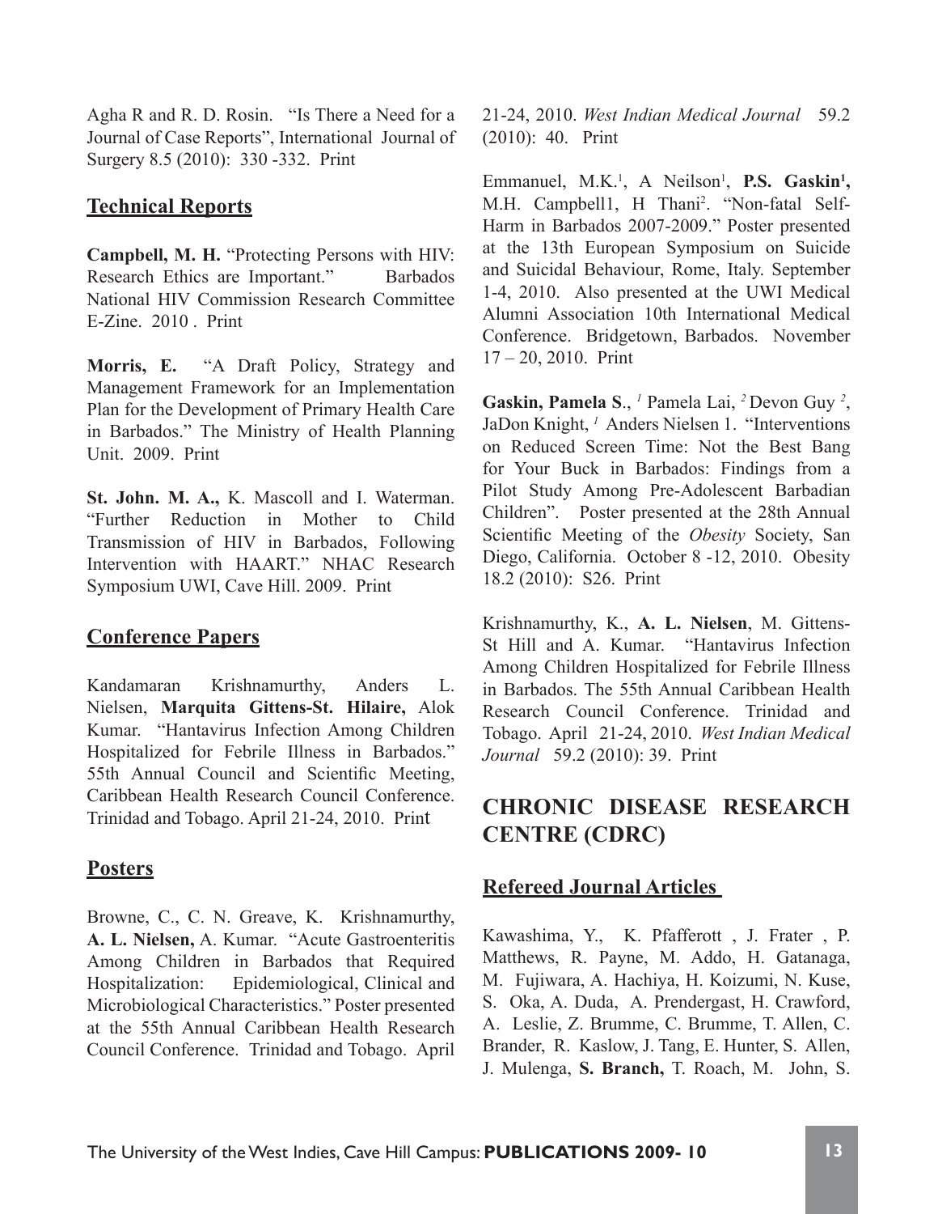Agha R and R. D. Rosin. "Is There a Need for a Journal of Case Reports", International Journal of Surgery 8.5 (2010): 330 -332. Print

## Technical Reports

**Campbell, M. H.** "Protecting Persons with HIV: Research Ethics are Important." Barbados National HIV Commission Research Committee E-Zine. 2010 . Print

**Morris, E.** "A Draft Policy, Strategy and Management Framework for an Implementation Plan for the Development of Primary Health Care in Barbados." The Ministry of Health Planning Unit. 2009. Print

**St. John. M. A.,** K. Mascoll and I. Waterman. "Further Reduction in Mother to Child Transmission of HIV in Barbados, Following Intervention with HAART." NHAC Research Symposium UWI, Cave Hill. 2009. Print

## Conference Papers

Kandamaran Krishnamurthy, Anders L. Nielsen, **Marquita Gittens-St. Hilaire,** Alok Kumar. "Hantavirus Infection Among Children Hospitalized for Febrile Illness in Barbados." 55th Annual Council and Scientific Meeting, Caribbean Health Research Council Conference. Trinidad and Tobago. April 21-24, 2010. Print

## Posters

Browne, C., C. N. Greave, K. Krishnamurthy, **A. L. Nielsen,** A. Kumar. "Acute Gastroenteritis Among Children in Barbados that Required Hospitalization: Epidemiological, Clinical and Microbiological Characteristics." Poster presented at the 55th Annual Caribbean Health Research Council Conference. Trinidad and Tobago. April 21-24, 2010. *West Indian Medical Journal* 59.2 (2010): 40. Print

Emmanuel, M.K.[1], A Neilson[1], **P.S. Gaskin[1],** M.H. Campbell1, H Thani[2]. "Non-fatal Self-Harm in Barbados 2007-2009." Poster presented at the 13th European Symposium on Suicide and Suicidal Behaviour, Rome, Italy. September 1-4, 2010. Also presented at the UWI Medical Alumni Association 10th International Medical Conference. Bridgetown, Barbados. November 17 – 20, 2010. Print

**Gaskin, Pamela S**., [1] Pamela Lai, [2] Devon Guy [2], JaDon Knight, [1] Anders Nielsen 1. "Interventions on Reduced Screen Time: Not the Best Bang for Your Buck in Barbados: Findings from a Pilot Study Among Pre-Adolescent Barbadian Children". Poster presented at the 28th Annual Scientific Meeting of the *Obesity* Society, San Diego, California. October 8 -12, 2010. Obesity 18.2 (2010): S26. Print

Krishnamurthy, K., **A. L. Nielsen**, M. Gittens-St Hill and A. Kumar. "Hantavirus Infection Among Children Hospitalized for Febrile Illness in Barbados. The 55th Annual Caribbean Health Research Council Conference. Trinidad and Tobago. April 21-24, 2010. *West Indian Medical Journal* 59.2 (2010): 39. Print

# CHRONIC DISEASE RESEARCH CENTRE (CDRC)

## Refereed Journal Articles

Kawashima, Y., K. Pfafferott , J. Frater , P. Matthews, R. Payne, M. Addo, H. Gatanaga, M. Fujiwara, A. Hachiya, H. Koizumi, N. Kuse, S. Oka, A. Duda, A. Prendergast, H. Crawford, A. Leslie, Z. Brumme, C. Brumme, T. Allen, C. Brander, R. Kaslow, J. Tang, E. Hunter, S. Allen, J. Mulenga, **S. Branch,** T. Roach, M. John, S.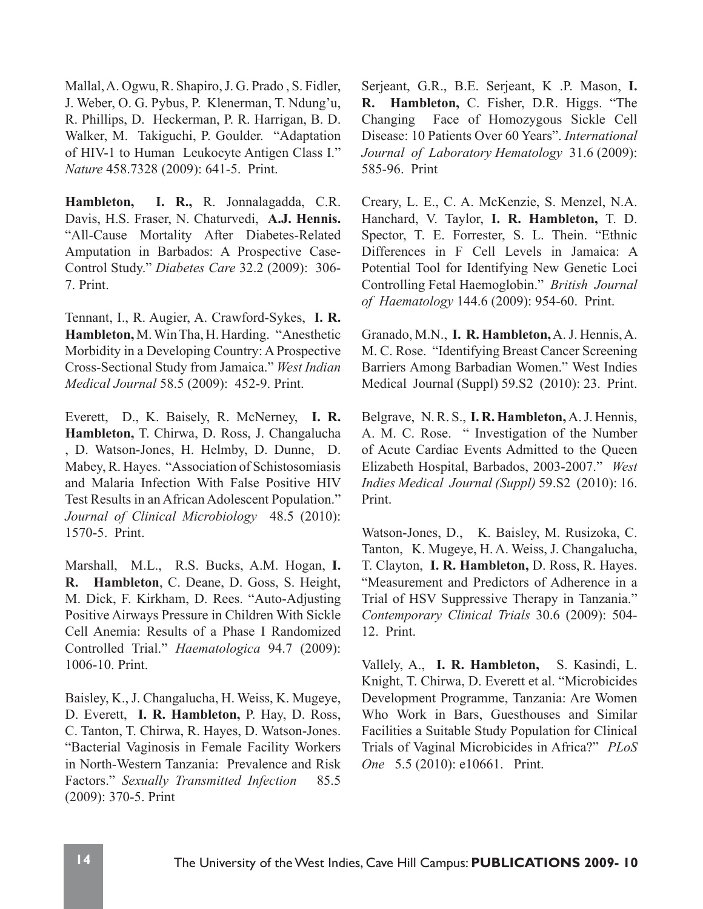Mallal, A. Ogwu, R. Shapiro, J. G. Prado , S. Fidler, J. Weber, O. G. Pybus, P. Klenerman, T. Ndung'u, R. Phillips, D. Heckerman, P. R. Harrigan, B. D. Walker, M. Takiguchi, P. Goulder. "Adaptation of HIV-1 to Human Leukocyte Antigen Class I." *Nature* 458.7328 (2009): 641-5. Print.

**Hambleton, I. R.,** R. Jonnalagadda, C.R. Davis, H.S. Fraser, N. Chaturvedi, **A.J. Hennis.** "All-Cause Mortality After Diabetes-Related Amputation in Barbados: A Prospective Case-Control Study." *Diabetes Care* 32.2 (2009): 306-7. Print.

Tennant, I., R. Augier, A. Crawford-Sykes, **I. R. Hambleton,** M. Win Tha, H. Harding. "Anesthetic Morbidity in a Developing Country: A Prospective Cross-Sectional Study from Jamaica." *West Indian Medical Journal* 58.5 (2009): 452-9. Print.

Everett, D., K. Baisely, R. McNerney, **I. R. Hambleton,** T. Chirwa, D. Ross, J. Changalucha , D. Watson-Jones, H. Helmby, D. Dunne, D. Mabey, R. Hayes. "Association of Schistosomiasis and Malaria Infection With False Positive HIV Test Results in an African Adolescent Population." *Journal of Clinical Microbiology* 48.5 (2010): 1570-5. Print.

Marshall, M.L., R.S. Bucks, A.M. Hogan, **I. R. Hambleton**, C. Deane, D. Goss, S. Height, M. Dick, F. Kirkham, D. Rees. "Auto-Adjusting Positive Airways Pressure in Children With Sickle Cell Anemia: Results of a Phase I Randomized Controlled Trial." *Haematologica* 94.7 (2009): 1006-10. Print.

Baisley, K., J. Changalucha, H. Weiss, K. Mugeye, D. Everett, **I. R. Hambleton,** P. Hay, D. Ross, C. Tanton, T. Chirwa, R. Hayes, D. Watson-Jones. "Bacterial Vaginosis in Female Facility Workers in North-Western Tanzania: Prevalence and Risk Factors." *Sexually Transmitted Infection* 85.5 (2009): 370-5. Print

Serjeant, G.R., B.E. Serjeant, K .P. Mason, **I. R. Hambleton,** C. Fisher, D.R. Higgs. "The Changing Face of Homozygous Sickle Cell Disease: 10 Patients Over 60 Years". *International Journal of Laboratory Hematology* 31.6 (2009): 585-96. Print

Creary, L. E., C. A. McKenzie, S. Menzel, N.A. Hanchard, V. Taylor, **I. R. Hambleton,** T. D. Spector, T. E. Forrester, S. L. Thein. "Ethnic Differences in F Cell Levels in Jamaica: A Potential Tool for Identifying New Genetic Loci Controlling Fetal Haemoglobin." *British Journal of Haematology* 144.6 (2009): 954-60. Print.

Granado, M.N., **I. R. Hambleton,** A. J. Hennis, A. M. C. Rose. "Identifying Breast Cancer Screening Barriers Among Barbadian Women." West Indies Medical Journal (Suppl) 59.S2 (2010): 23. Print.

Belgrave, N. R. S., **I. R. Hambleton,** A. J. Hennis, A. M. C. Rose. " Investigation of the Number of Acute Cardiac Events Admitted to the Queen Elizabeth Hospital, Barbados, 2003-2007." *West Indies Medical Journal (Suppl)* 59.S2 (2010): 16. Print.

Watson-Jones, D., K. Baisley, M. Rusizoka, C. Tanton, K. Mugeye, H. A. Weiss, J. Changalucha, T. Clayton, **I. R. Hambleton,** D. Ross, R. Hayes. "Measurement and Predictors of Adherence in a Trial of HSV Suppressive Therapy in Tanzania." *Contemporary Clinical Trials* 30.6 (2009): 504-12. Print.

Vallely, A., **I. R. Hambleton,** S. Kasindi, L. Knight, T. Chirwa, D. Everett et al. "Microbicides Development Programme, Tanzania: Are Women Who Work in Bars, Guesthouses and Similar Facilities a Suitable Study Population for Clinical Trials of Vaginal Microbicides in Africa?" *PLoS One* 5.5 (2010): e10661. Print.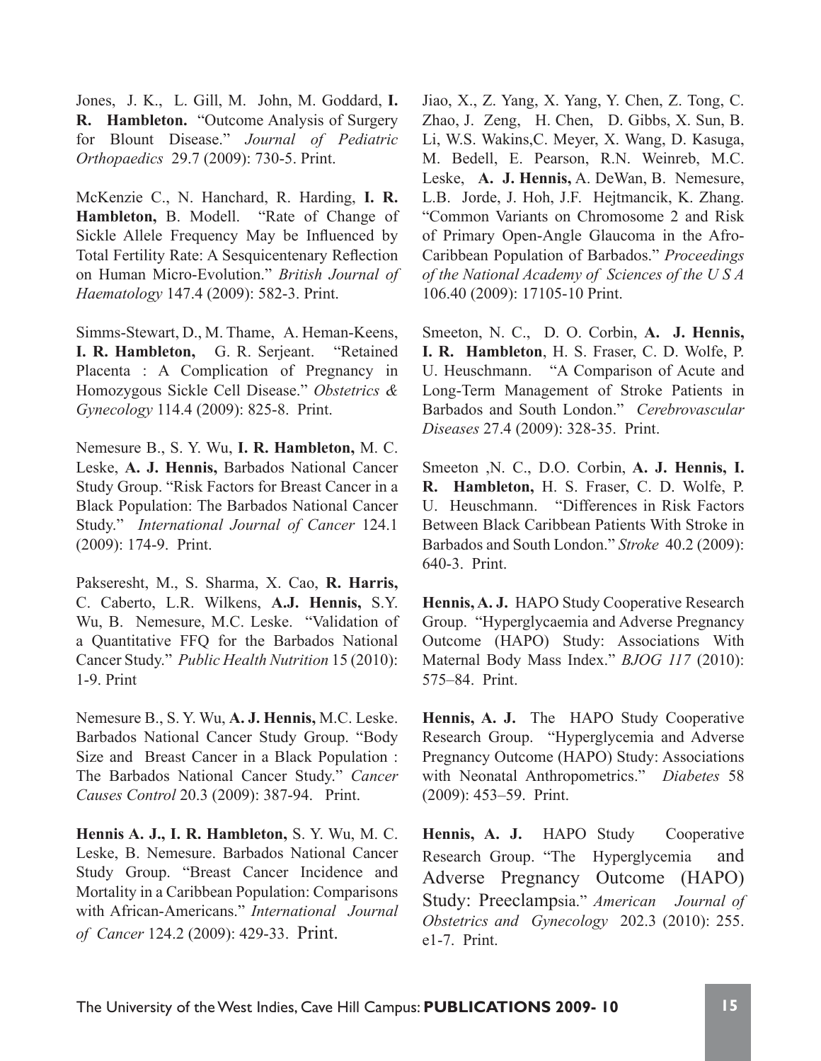Jones, J. K., L. Gill, M. John, M. Goddard, **I. R. Hambleton.** "Outcome Analysis of Surgery for Blount Disease." *Journal of Pediatric Orthopaedics* 29.7 (2009): 730-5. Print.

McKenzie C., N. Hanchard, R. Harding, **I. R. Hambleton,** B. Modell. "Rate of Change of Sickle Allele Frequency May be Influenced by Total Fertility Rate: A Sesquicentenary Reflection on Human Micro-Evolution." *British Journal of Haematology* 147.4 (2009): 582-3. Print.

Simms-Stewart, D., M. Thame, A. Heman-Keens, **I. R. Hambleton,** G. R. Serjeant. "Retained Placenta : A Complication of Pregnancy in Homozygous Sickle Cell Disease." *Obstetrics & Gynecology* 114.4 (2009): 825-8. Print.

Nemesure B., S. Y. Wu, **I. R. Hambleton,** M. C. Leske, **A. J. Hennis,** Barbados National Cancer Study Group. "Risk Factors for Breast Cancer in a Black Population: The Barbados National Cancer Study." *International Journal of Cancer* 124.1 (2009): 174-9. Print.

Pakseresht, M., S. Sharma, X. Cao, **R. Harris,** C. Caberto, L.R. Wilkens, **A.J. Hennis,** S.Y. Wu, B. Nemesure, M.C. Leske. "Validation of a Quantitative FFQ for the Barbados National Cancer Study." *Public Health Nutrition* 15 (2010): 1-9. Print

Nemesure B., S. Y. Wu, **A. J. Hennis,** M.C. Leske. Barbados National Cancer Study Group. "Body Size and Breast Cancer in a Black Population : The Barbados National Cancer Study." *Cancer Causes Control* 20.3 (2009): 387-94. Print.

**Hennis A. J., I. R. Hambleton,** S. Y. Wu, M. C. Leske, B. Nemesure. Barbados National Cancer Study Group. "Breast Cancer Incidence and Mortality in a Caribbean Population: Comparisons with African-Americans." *International Journal of Cancer* 124.2 (2009): 429-33. Print.

Jiao, X., Z. Yang, X. Yang, Y. Chen, Z. Tong, C. Zhao, J. Zeng, H. Chen, D. Gibbs, X. Sun, B. Li, W.S. Wakins,C. Meyer, X. Wang, D. Kasuga, M. Bedell, E. Pearson, R.N. Weinreb, M.C. Leske, **A. J. Hennis,** A. DeWan, B. Nemesure, L.B. Jorde, J. Hoh, J.F. Hejtmancik, K. Zhang. "Common Variants on Chromosome 2 and Risk of Primary Open-Angle Glaucoma in the Afro-Caribbean Population of Barbados." *Proceedings of the National Academy of Sciences of the U S A* 106.40 (2009): 17105-10 Print.

Smeeton, N. C., D. O. Corbin, **A. J. Hennis, I. R. Hambleton**, H. S. Fraser, C. D. Wolfe, P. U. Heuschmann. "A Comparison of Acute and Long-Term Management of Stroke Patients in Barbados and South London." *Cerebrovascular Diseases* 27.4 (2009): 328-35. Print.

Smeeton ,N. C., D.O. Corbin, **A. J. Hennis, I. R. Hambleton,** H. S. Fraser, C. D. Wolfe, P. U. Heuschmann. "Differences in Risk Factors Between Black Caribbean Patients With Stroke in Barbados and South London." *Stroke* 40.2 (2009): 640-3. Print.

**Hennis, A. J.** HAPO Study Cooperative Research Group. "Hyperglycaemia and Adverse Pregnancy Outcome (HAPO) Study: Associations With Maternal Body Mass Index." *BJOG 117* (2010): 575–84. Print.

**Hennis, A. J.** The HAPO Study Cooperative Research Group. "Hyperglycemia and Adverse Pregnancy Outcome (HAPO) Study: Associations with Neonatal Anthropometrics." *Diabetes* 58 (2009): 453–59. Print.

**Hennis, A. J.** HAPO Study Cooperative Research Group. "The Hyperglycemia and Adverse Pregnancy Outcome (HAPO) Study: Preeclampsia." *American Journal of Obstetrics and Gynecology* 202.3 (2010): 255. e1-7. Print.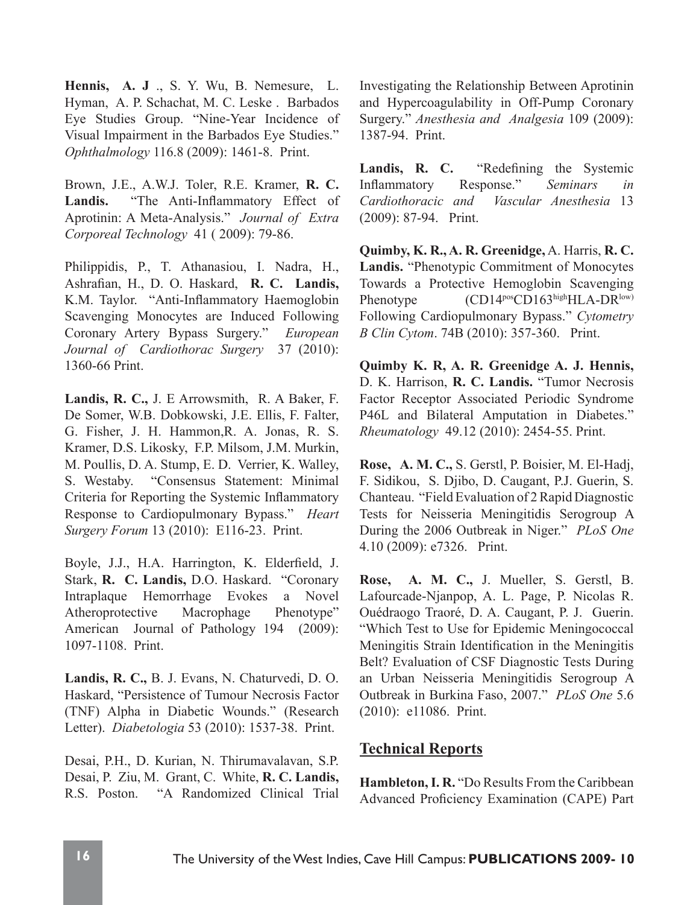**Hennis, A. J** ., S. Y. Wu, B. Nemesure, L. Hyman, A. P. Schachat, M. C. Leske . Barbados Eye Studies Group. "Nine-Year Incidence of Visual Impairment in the Barbados Eye Studies." *Ophthalmology* 116.8 (2009): 1461-8. Print.

Brown, J.E., A.W.J. Toler, R.E. Kramer, **R. C. Landis.** "The Anti-Inflammatory Effect of Aprotinin: A Meta-Analysis." *Journal of Extra Corporeal Technology* 41 ( 2009): 79-86.

Philippidis, P., T. Athanasiou, I. Nadra, H., Ashrafian, H., D. O. Haskard, **R. C. Landis,** K.M. Taylor. "Anti-Inflammatory Haemoglobin Scavenging Monocytes are Induced Following Coronary Artery Bypass Surgery." *European Journal of Cardiothorac Surgery* 37 (2010): 1360-66 Print.

**Landis, R. C.,** J. E Arrowsmith, R. A Baker, F. De Somer, W.B. Dobkowski, J.E. Ellis, F. Falter, G. Fisher, J. H. Hammon,R. A. Jonas, R. S. Kramer, D.S. Likosky, F.P. Milsom, J.M. Murkin, M. Poullis, D. A. Stump, E. D. Verrier, K. Walley, S. Westaby. "Consensus Statement: Minimal Criteria for Reporting the Systemic Inflammatory Response to Cardiopulmonary Bypass." *Heart Surgery Forum* 13 (2010): E116-23. Print.

Boyle, J.J., H.A. Harrington, K. Elderfield, J. Stark, **R. C. Landis,** D.O. Haskard. "Coronary Intraplaque Hemorrhage Evokes a Novel Atheroprotective Macrophage Phenotype" American Journal of Pathology 194 (2009): 1097-1108. Print.

**Landis, R. C.,** B. J. Evans, N. Chaturvedi, D. O. Haskard, "Persistence of Tumour Necrosis Factor (TNF) Alpha in Diabetic Wounds." (Research Letter). *Diabetologia* 53 (2010): 1537-38. Print.

Desai, P.H., D. Kurian, N. Thirumavalavan, S.P. Desai, P. Ziu, M. Grant, C. White, **R. C. Landis,** R.S. Poston. "A Randomized Clinical Trial Investigating the Relationship Between Aprotinin and Hypercoagulability in Off-Pump Coronary Surgery." *Anesthesia and Analgesia* 109 (2009): 1387-94. Print.

**Landis, R. C.** "Redefining the Systemic Inflammatory Response." *Seminars in Cardiothoracic and Vascular Anesthesia* 13 (2009): 87-94. Print.

**Quimby, K. R., A. R. Greenidge,** A. Harris, **R. C. Landis.** "Phenotypic Commitment of Monocytes Towards a Protective Hemoglobin Scavenging Phenotype ($CD14^{pos}CD163^{high}HLA\text{-}DR^{low)}$ Following Cardiopulmonary Bypass." *Cytometry B Clin Cytom*. 74B (2010): 357-360. Print.

**Quimby K. R, A. R. Greenidge A. J. Hennis,** D. K. Harrison, **R. C. Landis.** "Tumor Necrosis Factor Receptor Associated Periodic Syndrome P46L and Bilateral Amputation in Diabetes." *Rheumatology* 49.12 (2010): 2454-55. Print.

**Rose, A. M. C.,** S. Gerstl, P. Boisier, M. El-Hadj, F. Sidikou, S. Djibo, D. Caugant, P.J. Guerin, S. Chanteau. "Field Evaluation of 2 Rapid Diagnostic Tests for Neisseria Meningitidis Serogroup A During the 2006 Outbreak in Niger." *PLoS One* 4.10 (2009): e7326. Print.

**Rose, A. M. C.,** J. Mueller, S. Gerstl, B. Lafourcade-Njanpop, A. L. Page, P. Nicolas R. Ouédraogo Traoré, D. A. Caugant, P. J. Guerin. "Which Test to Use for Epidemic Meningococcal Meningitis Strain Identification in the Meningitis Belt? Evaluation of CSF Diagnostic Tests During an Urban Neisseria Meningitidis Serogroup A Outbreak in Burkina Faso, 2007." *PLoS One* 5.6 (2010): e11086. Print.

## Technical Reports

**Hambleton, I. R.** "Do Results From the Caribbean Advanced Proficiency Examination (CAPE) Part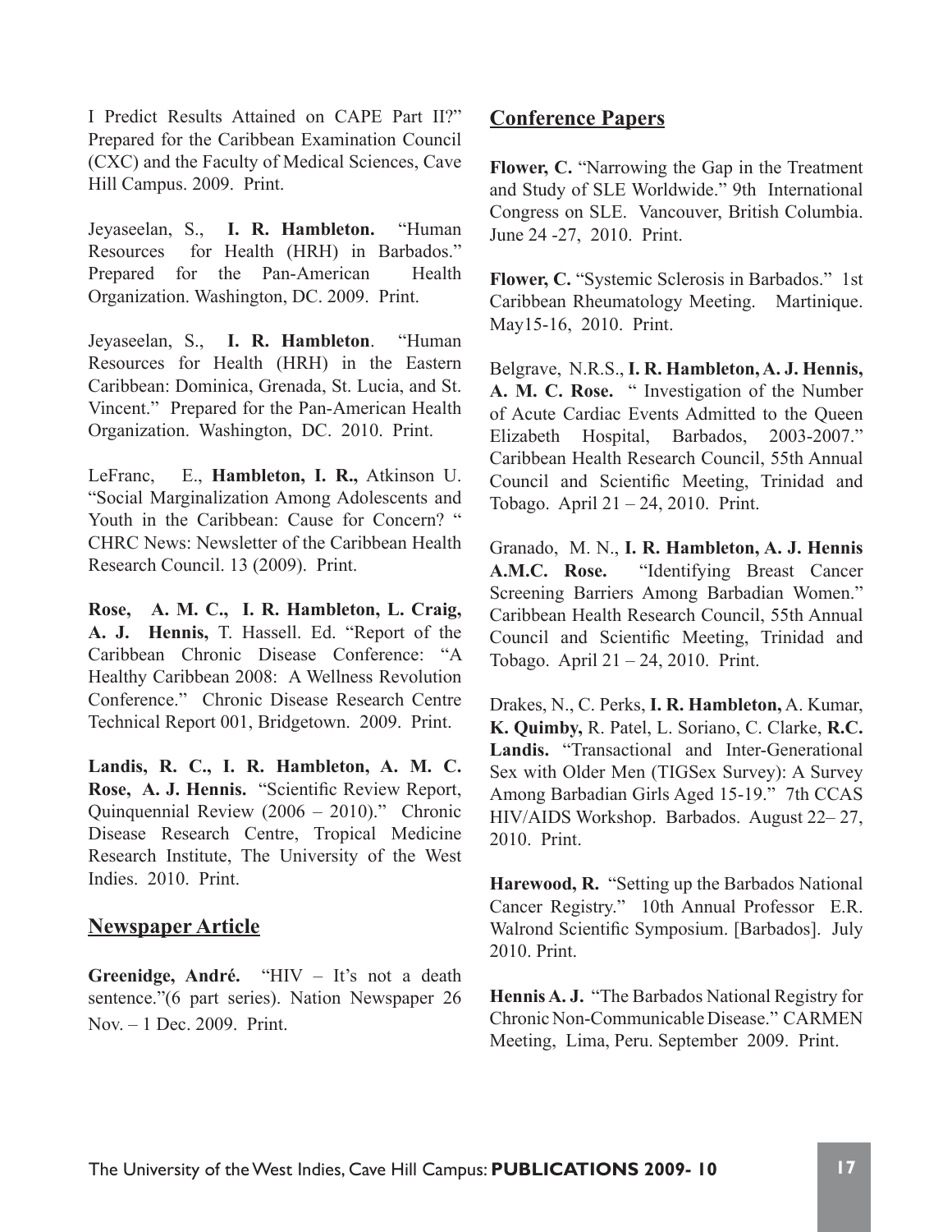I Predict Results Attained on CAPE Part II?" Prepared for the Caribbean Examination Council (CXC) and the Faculty of Medical Sciences, Cave Hill Campus. 2009. Print.

Jeyaseelan, S., **I. R. Hambleton.** "Human Resources for Health (HRH) in Barbados." Prepared for the Pan-American Health Organization. Washington, DC. 2009. Print.

Jeyaseelan, S., **I. R. Hambleton**. "Human Resources for Health (HRH) in the Eastern Caribbean: Dominica, Grenada, St. Lucia, and St. Vincent." Prepared for the Pan-American Health Organization. Washington, DC. 2010. Print.

LeFranc, E., **Hambleton, I. R.,** Atkinson U. "Social Marginalization Among Adolescents and Youth in the Caribbean: Cause for Concern? " CHRC News: Newsletter of the Caribbean Health Research Council. 13 (2009). Print.

**Rose, A. M. C., I. R. Hambleton, L. Craig, A. J. Hennis,** T. Hassell. Ed. "Report of the Caribbean Chronic Disease Conference: "A Healthy Caribbean 2008: A Wellness Revolution Conference." Chronic Disease Research Centre Technical Report 001, Bridgetown. 2009. Print.

**Landis, R. C., I. R. Hambleton, A. M. C. Rose, A. J. Hennis.** "Scientific Review Report, Quinquennial Review (2006 – 2010)." Chronic Disease Research Centre, Tropical Medicine Research Institute, The University of the West Indies. 2010. Print.

## Newspaper Article

**Greenidge, André.** "HIV – It's not a death sentence."(6 part series). Nation Newspaper 26 Nov. – 1 Dec. 2009. Print.

## Conference Papers

**Flower, C.** "Narrowing the Gap in the Treatment and Study of SLE Worldwide." 9th International Congress on SLE. Vancouver, British Columbia. June 24 -27, 2010. Print.

**Flower, C.** "Systemic Sclerosis in Barbados." 1st Caribbean Rheumatology Meeting. Martinique. May15-16, 2010. Print.

Belgrave, N.R.S., **I. R. Hambleton, A. J. Hennis, A. M. C. Rose.** " Investigation of the Number of Acute Cardiac Events Admitted to the Queen Elizabeth Hospital, Barbados, 2003-2007." Caribbean Health Research Council, 55th Annual Council and Scientific Meeting, Trinidad and Tobago. April 21 – 24, 2010. Print.

Granado, M. N., **I. R. Hambleton, A. J. Hennis A.M.C. Rose.** "Identifying Breast Cancer Screening Barriers Among Barbadian Women." Caribbean Health Research Council, 55th Annual Council and Scientific Meeting, Trinidad and Tobago. April 21 – 24, 2010. Print.

Drakes, N., C. Perks, **I. R. Hambleton,** A. Kumar, **K. Quimby,** R. Patel, L. Soriano, C. Clarke, **R.C. Landis.** "Transactional and Inter-Generational Sex with Older Men (TIGSex Survey): A Survey Among Barbadian Girls Aged 15-19." 7th CCAS HIV/AIDS Workshop. Barbados. August 22– 27, 2010. Print.

**Harewood, R.** "Setting up the Barbados National Cancer Registry." 10th Annual Professor E.R. Walrond Scientific Symposium. [Barbados]. July 2010. Print.

**Hennis A. J.** "The Barbados National Registry for Chronic Non-Communicable Disease." CARMEN Meeting, Lima, Peru. September 2009. Print.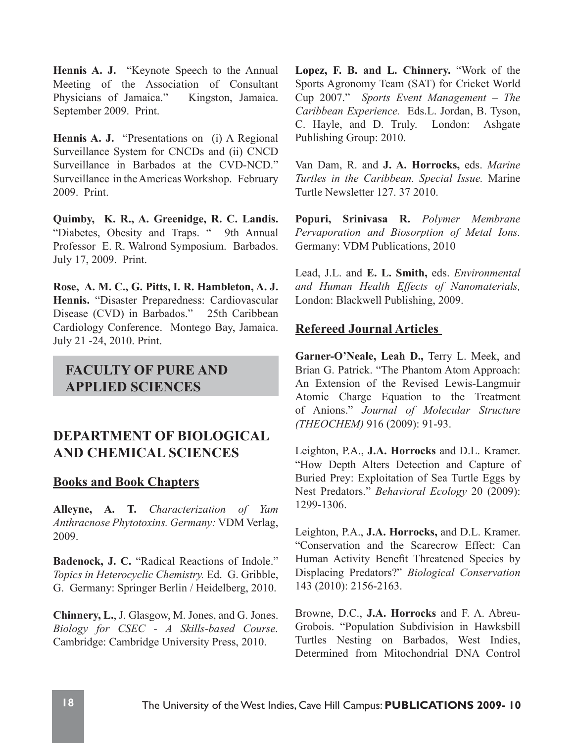**Hennis A. J.** "Keynote Speech to the Annual Meeting of the Association of Consultant Physicians of Jamaica." Kingston, Jamaica. September 2009. Print.

**Hennis A. J.** "Presentations on (i) A Regional Surveillance System for CNCDs and (ii) CNCD Surveillance in Barbados at the CVD-NCD." Surveillance in the Americas Workshop. February 2009. Print.

**Quimby, K. R., A. Greenidge, R. C. Landis.** "Diabetes, Obesity and Traps. " 9th Annual Professor E. R. Walrond Symposium. Barbados. July 17, 2009. Print.

**Rose, A. M. C., G. Pitts, I. R. Hambleton, A. J. Hennis.** "Disaster Preparedness: Cardiovascular Disease (CVD) in Barbados." 25th Caribbean Cardiology Conference. Montego Bay, Jamaica. July 21 -24, 2010. Print.

# FACULTY OF PURE AND APPLIED SCIENCES

## DEPARTMENT OF BIOLOGICAL AND CHEMICAL SCIENCES

### Books and Book Chapters

**Alleyne, A. T.** *Characterization of Yam Anthracnose Phytotoxins. Germany:* VDM Verlag, 2009.

**Badenock, J. C.** "Radical Reactions of Indole." *Topics in Heterocyclic Chemistry.* Ed. G. Gribble, G. Germany: Springer Berlin / Heidelberg, 2010.

**Chinnery, L.**, J. Glasgow, M. Jones, and G. Jones. *Biology for CSEC - A Skills-based Course.* Cambridge: Cambridge University Press, 2010.

**Lopez, F. B. and L. Chinnery.** "Work of the Sports Agronomy Team (SAT) for Cricket World Cup 2007." *Sports Event Management – The Caribbean Experience.* Eds.L. Jordan, B. Tyson, C. Hayle, and D. Truly. London: Ashgate Publishing Group: 2010.

Van Dam, R. and **J. A. Horrocks,** eds. *Marine Turtles in the Caribbean. Special Issue.* Marine Turtle Newsletter 127. 37 2010.

**Popuri, Srinivasa R.** *Polymer Membrane Pervaporation and Biosorption of Metal Ions.* Germany: VDM Publications, 2010

Lead, J.L. and **E. L. Smith,** eds. *Environmental and Human Health Effects of Nanomaterials,* London: Blackwell Publishing, 2009.

### Refereed Journal Articles

**Garner-O'Neale, Leah D.,** Terry L. Meek, and Brian G. Patrick. "The Phantom Atom Approach: An Extension of the Revised Lewis-Langmuir Atomic Charge Equation to the Treatment of Anions." *Journal of Molecular Structure (THEOCHEM)* 916 (2009): 91-93.

Leighton, P.A., **J.A. Horrocks** and D.L. Kramer. "How Depth Alters Detection and Capture of Buried Prey: Exploitation of Sea Turtle Eggs by Nest Predators." *Behavioral Ecology* 20 (2009): 1299-1306.

Leighton, P.A., **J.A. Horrocks,** and D.L. Kramer. "Conservation and the Scarecrow Effect: Can Human Activity Benefit Threatened Species by Displacing Predators?" *Biological Conservation* 143 (2010): 2156-2163.

Browne, D.C., **J.A. Horrocks** and F. A. Abreu-Grobois. "Population Subdivision in Hawksbill Turtles Nesting on Barbados, West Indies, Determined from Mitochondrial DNA Control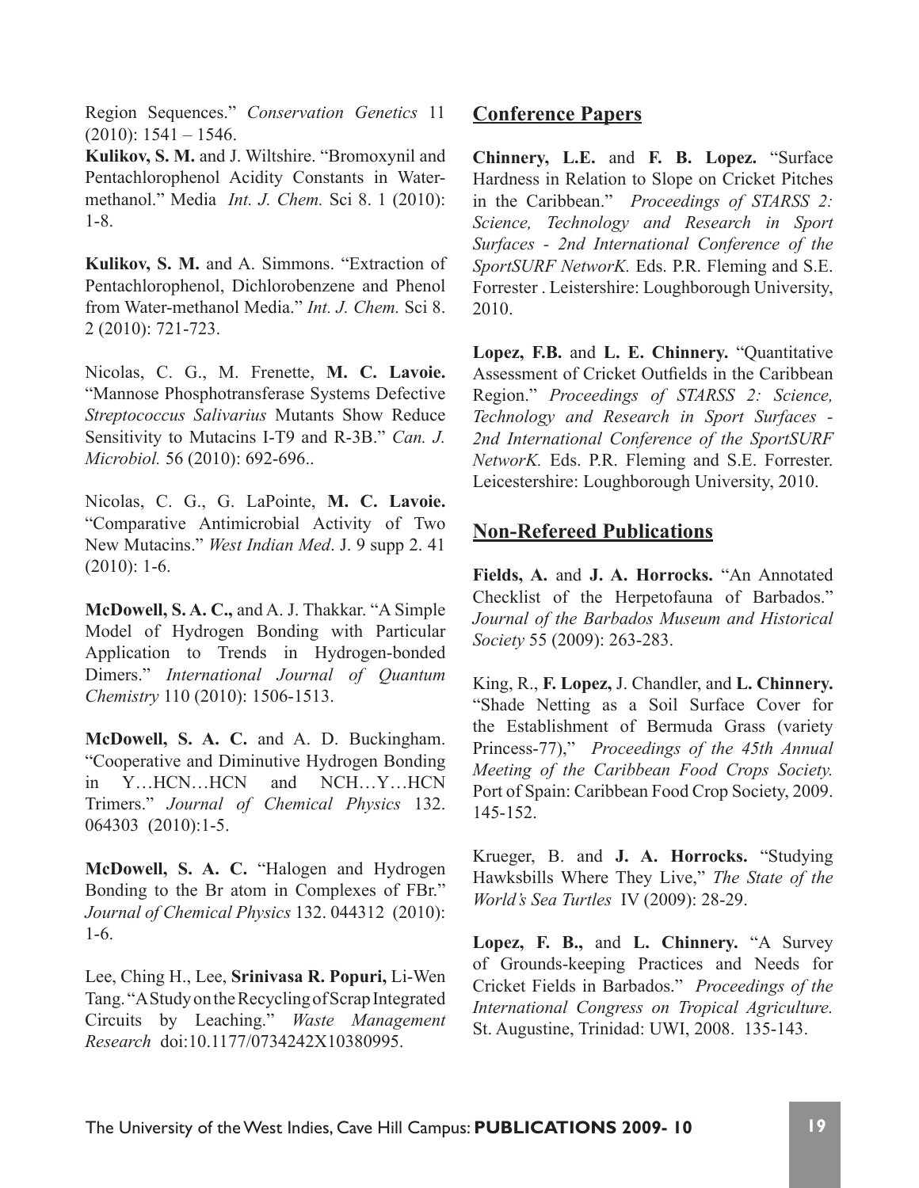Region Sequences." *Conservation Genetics* 11 (2010): 1541 – 1546.

**Kulikov, S. M.** and J. Wiltshire. "Bromoxynil and Pentachlorophenol Acidity Constants in Water-methanol." Media *Int. J. Chem.* Sci 8. 1 (2010): 1-8.

**Kulikov, S. M.** and A. Simmons. "Extraction of Pentachlorophenol, Dichlorobenzene and Phenol from Water-methanol Media." *Int. J. Chem.* Sci 8. 2 (2010): 721-723.

Nicolas, C. G., M. Frenette, **M. C. Lavoie.** "Mannose Phosphotransferase Systems Defective *Streptococcus Salivarius* Mutants Show Reduce Sensitivity to Mutacins I-T9 and R-3B." *Can. J. Microbiol.* 56 (2010): 692-696..

Nicolas, C. G., G. LaPointe, **M. C. Lavoie.** "Comparative Antimicrobial Activity of Two New Mutacins." *West Indian Med*. J. 9 supp 2. 41 (2010): 1-6.

**McDowell, S. A. C.,** and A. J. Thakkar. "A Simple Model of Hydrogen Bonding with Particular Application to Trends in Hydrogen-bonded Dimers." *International Journal of Quantum Chemistry* 110 (2010): 1506-1513.

**McDowell, S. A. C.** and A. D. Buckingham. "Cooperative and Diminutive Hydrogen Bonding in Y…HCN…HCN and NCH…Y…HCN Trimers." *Journal of Chemical Physics* 132. 064303 (2010):1-5.

**McDowell, S. A. C.** "Halogen and Hydrogen Bonding to the Br atom in Complexes of FBr." *Journal of Chemical Physics* 132. 044312 (2010): 1-6.

Lee, Ching H., Lee, **Srinivasa R. Popuri,** Li-Wen Tang. "A Study on the Recycling of Scrap Integrated Circuits by Leaching." *Waste Management Research* doi:10.1177/0734242X10380995.

## Conference Papers

**Chinnery, L.E.** and **F. B. Lopez.** "Surface Hardness in Relation to Slope on Cricket Pitches in the Caribbean." *Proceedings of STARSS 2: Science, Technology and Research in Sport Surfaces - 2nd International Conference of the SportSURF NetworK.* Eds. P.R. Fleming and S.E. Forrester . Leistershire: Loughborough University, 2010.

**Lopez, F.B.** and **L. E. Chinnery.** "Quantitative Assessment of Cricket Outfields in the Caribbean Region." *Proceedings of STARSS 2: Science, Technology and Research in Sport Surfaces - 2nd International Conference of the SportSURF NetworK.* Eds. P.R. Fleming and S.E. Forrester. Leicestershire: Loughborough University, 2010.

## Non-Refereed Publications

**Fields, A.** and **J. A. Horrocks.** "An Annotated Checklist of the Herpetofauna of Barbados." *Journal of the Barbados Museum and Historical Society* 55 (2009): 263-283.

King, R., **F. Lopez,** J. Chandler, and **L. Chinnery.** "Shade Netting as a Soil Surface Cover for the Establishment of Bermuda Grass (variety Princess-77)," *Proceedings of the 45th Annual Meeting of the Caribbean Food Crops Society.* Port of Spain: Caribbean Food Crop Society, 2009. 145-152.

Krueger, B. and **J. A. Horrocks.** "Studying Hawksbills Where They Live," *The State of the World's Sea Turtles* IV (2009): 28-29.

**Lopez, F. B.,** and **L. Chinnery.** "A Survey of Grounds-keeping Practices and Needs for Cricket Fields in Barbados." *Proceedings of the International Congress on Tropical Agriculture.* St. Augustine, Trinidad: UWI, 2008. 135-143.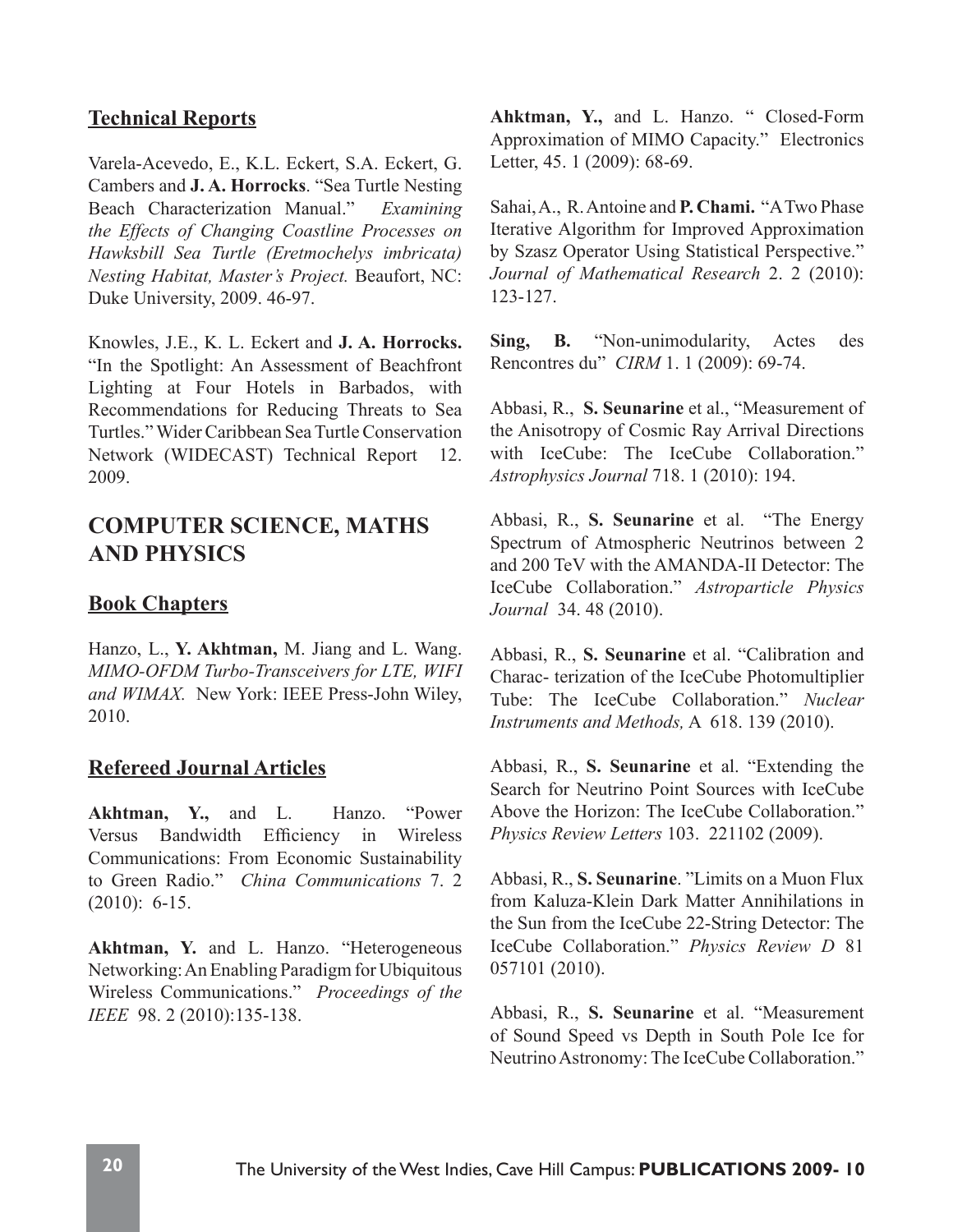## Technical Reports

Varela-Acevedo, E., K.L. Eckert, S.A. Eckert, G. Cambers and **J. A. Horrocks**. "Sea Turtle Nesting Beach Characterization Manual." *Examining the Effects of Changing Coastline Processes on Hawksbill Sea Turtle (Eretmochelys imbricata) Nesting Habitat, Master's Project.* Beaufort, NC: Duke University, 2009. 46-97.

Knowles, J.E., K. L. Eckert and **J. A. Horrocks.** "In the Spotlight: An Assessment of Beachfront Lighting at Four Hotels in Barbados, with Recommendations for Reducing Threats to Sea Turtles." Wider Caribbean Sea Turtle Conservation Network (WIDECAST) Technical Report 12. 2009.

# COMPUTER SCIENCE, MATHS AND PHYSICS

## Book Chapters

Hanzo, L., **Y. Akhtman,** M. Jiang and L. Wang. *MIMO-OFDM Turbo-Transceivers for LTE, WIFI and WIMAX.* New York: IEEE Press-John Wiley, 2010.

## Refereed Journal Articles

**Akhtman, Y.,** and L. Hanzo. "Power Versus Bandwidth Efficiency in Wireless Communications: From Economic Sustainability to Green Radio." *China Communications* 7. 2 (2010): 6-15.

**Akhtman, Y.** and L. Hanzo. "Heterogeneous Networking: An Enabling Paradigm for Ubiquitous Wireless Communications." *Proceedings of the IEEE* 98. 2 (2010):135-138.

**Ahktman, Y.,** and L. Hanzo. " Closed-Form Approximation of MIMO Capacity." Electronics Letter, 45. 1 (2009): 68-69.

Sahai, A., R. Antoine and **P. Chami.** "A Two Phase Iterative Algorithm for Improved Approximation by Szasz Operator Using Statistical Perspective." *Journal of Mathematical Research* 2. 2 (2010): 123-127.

**Sing, B.** "Non-unimodularity, Actes des Rencontres du" *CIRM* 1. 1 (2009): 69-74.

Abbasi, R., **S. Seunarine** et al., "Measurement of the Anisotropy of Cosmic Ray Arrival Directions with IceCube: The IceCube Collaboration." *Astrophysics Journal* 718. 1 (2010): 194.

Abbasi, R., **S. Seunarine** et al. "The Energy Spectrum of Atmospheric Neutrinos between 2 and 200 TeV with the AMANDA-II Detector: The IceCube Collaboration." *Astroparticle Physics Journal* 34. 48 (2010).

Abbasi, R., **S. Seunarine** et al. "Calibration and Charac- terization of the IceCube Photomultiplier Tube: The IceCube Collaboration." *Nuclear Instruments and Methods,* A 618. 139 (2010).

Abbasi, R., **S. Seunarine** et al. "Extending the Search for Neutrino Point Sources with IceCube Above the Horizon: The IceCube Collaboration." *Physics Review Letters* 103. 221102 (2009).

Abbasi, R., **S. Seunarine**. "Limits on a Muon Flux from Kaluza-Klein Dark Matter Annihilations in the Sun from the IceCube 22-String Detector: The IceCube Collaboration." *Physics Review D* 81 057101 (2010).

Abbasi, R., **S. Seunarine** et al. "Measurement of Sound Speed vs Depth in South Pole Ice for Neutrino Astronomy: The IceCube Collaboration."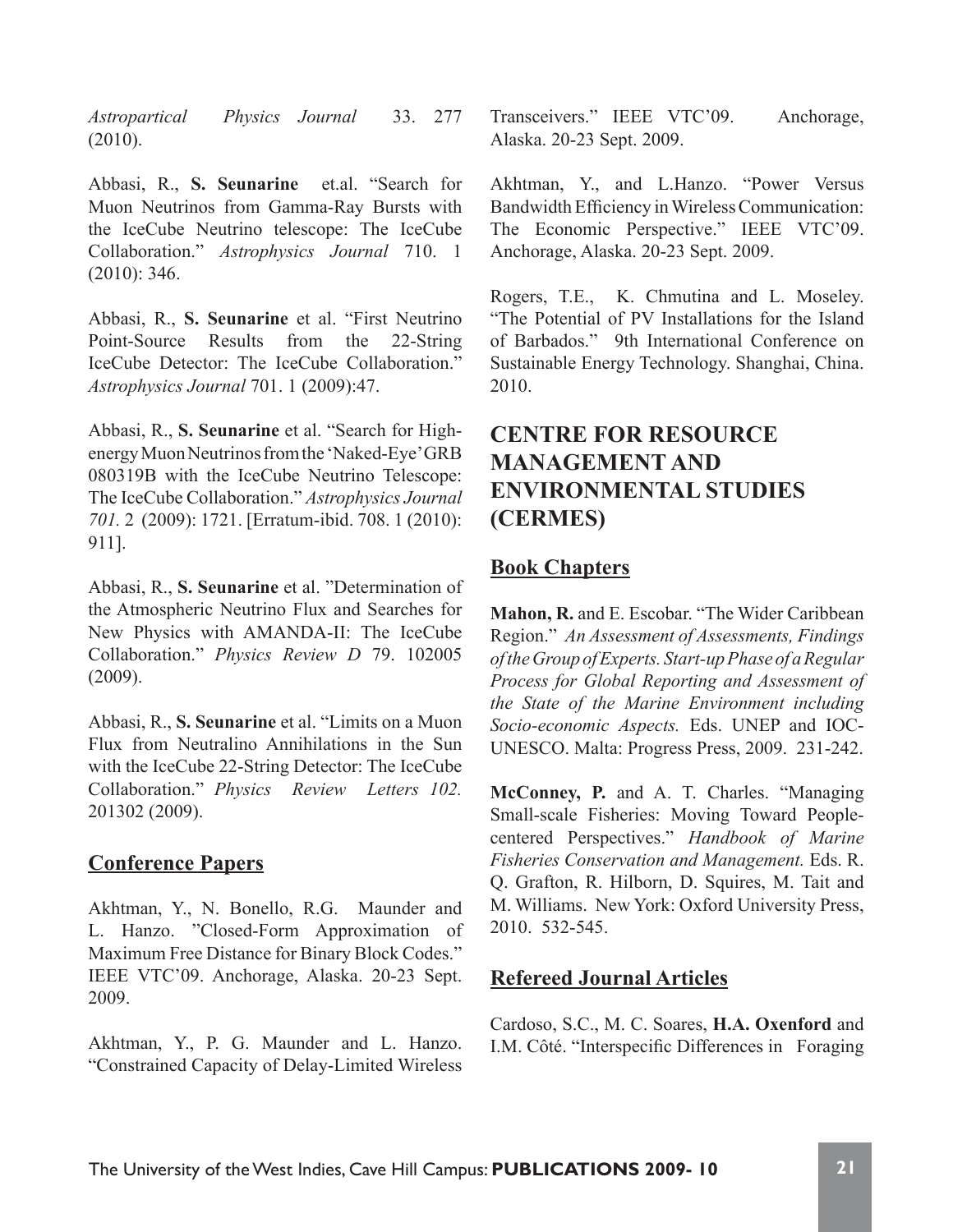*Astropartical Physics Journal* 33. 277 (2010).

Abbasi, R., **S. Seunarine** et.al. "Search for Muon Neutrinos from Gamma-Ray Bursts with the IceCube Neutrino telescope: The IceCube Collaboration." *Astrophysics Journal* 710. 1 (2010): 346.

Abbasi, R., **S. Seunarine** et al. "First Neutrino Point-Source Results from the 22-String IceCube Detector: The IceCube Collaboration." *Astrophysics Journal* 701. 1 (2009):47.

Abbasi, R., **S. Seunarine** et al. "Search for High-energy Muon Neutrinos from the 'Naked-Eye' GRB 080319B with the IceCube Neutrino Telescope: The IceCube Collaboration." *Astrophysics Journal 701.* 2 (2009): 1721. [Erratum-ibid. 708. 1 (2010): 911].

Abbasi, R., **S. Seunarine** et al. "Determination of the Atmospheric Neutrino Flux and Searches for New Physics with AMANDA-II: The IceCube Collaboration." *Physics Review D* 79. 102005 (2009).

Abbasi, R., **S. Seunarine** et al. "Limits on a Muon Flux from Neutralino Annihilations in the Sun with the IceCube 22-String Detector: The IceCube Collaboration." *Physics Review Letters 102.* 201302 (2009).

## Conference Papers

Akhtman, Y., N. Bonello, R.G. Maunder and L. Hanzo. "Closed-Form Approximation of Maximum Free Distance for Binary Block Codes." IEEE VTC'09. Anchorage, Alaska. 20-23 Sept. 2009.

Akhtman, Y., P. G. Maunder and L. Hanzo. "Constrained Capacity of Delay-Limited Wireless Transceivers." IEEE VTC'09. Anchorage, Alaska. 20-23 Sept. 2009.

Akhtman, Y., and L.Hanzo. "Power Versus Bandwidth Efficiency in Wireless Communication: The Economic Perspective." IEEE VTC'09. Anchorage, Alaska. 20-23 Sept. 2009.

Rogers, T.E., K. Chmutina and L. Moseley. "The Potential of PV Installations for the Island of Barbados." 9th International Conference on Sustainable Energy Technology. Shanghai, China. 2010.

# CENTRE FOR RESOURCE MANAGEMENT AND ENVIRONMENTAL STUDIES (CERMES)

## Book Chapters

**Mahon, R.** and E. Escobar. "The Wider Caribbean Region." *An Assessment of Assessments, Findings of the Group of Experts. Start-up Phase of a Regular Process for Global Reporting and Assessment of the State of the Marine Environment including Socio-economic Aspects.* Eds. UNEP and IOC-UNESCO. Malta: Progress Press, 2009. 231-242.

**McConney, P.** and A. T. Charles. "Managing Small-scale Fisheries: Moving Toward People-centered Perspectives." *Handbook of Marine Fisheries Conservation and Management.* Eds. R. Q. Grafton, R. Hilborn, D. Squires, M. Tait and M. Williams. New York: Oxford University Press, 2010. 532-545.

## Refereed Journal Articles

Cardoso, S.C., M. C. Soares, **H.A. Oxenford** and I.M. Côté. "Interspecific Differences in Foraging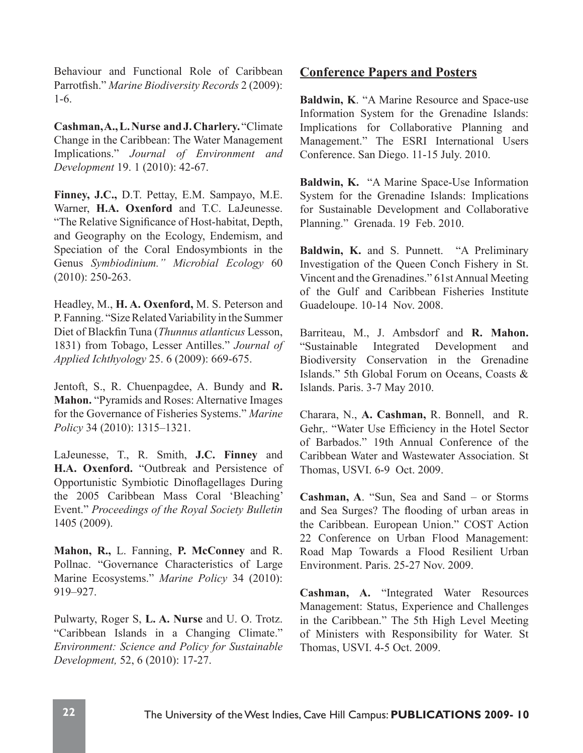Behaviour and Functional Role of Caribbean Parrotfish." *Marine Biodiversity Records* 2 (2009): 1-6.

**Cashman, A., L. Nurse and J. Charlery.** "Climate Change in the Caribbean: The Water Management Implications." *Journal of Environment and Development* 19. 1 (2010): 42-67.

**Finney, J.C.,** D.T. Pettay, E.M. Sampayo, M.E. Warner, **H.A. Oxenford** and T.C. LaJeunesse. "The Relative Significance of Host-habitat, Depth, and Geography on the Ecology, Endemism, and Speciation of the Coral Endosymbionts in the Genus *Symbiodinium." Microbial Ecology* 60 (2010): 250-263.

Headley, M., **H. A. Oxenford,** M. S. Peterson and P. Fanning. "Size Related Variability in the Summer Diet of Blackfin Tuna (*Thunnus atlanticus* Lesson, 1831) from Tobago, Lesser Antilles." *Journal of Applied Ichthyology* 25. 6 (2009): 669-675.

Jentoft, S., R. Chuenpagdee, A. Bundy and **R. Mahon.** "Pyramids and Roses: Alternative Images for the Governance of Fisheries Systems." *Marine Policy* 34 (2010): 1315–1321.

LaJeunesse, T., R. Smith, **J.C. Finney** and **H.A. Oxenford.** "Outbreak and Persistence of Opportunistic Symbiotic Dinoflagellages During the 2005 Caribbean Mass Coral 'Bleaching' Event." *Proceedings of the Royal Society Bulletin* 1405 (2009).

**Mahon, R.,** L. Fanning, **P. McConney** and R. Pollnac. "Governance Characteristics of Large Marine Ecosystems." *Marine Policy* 34 (2010): 919–927.

Pulwarty, Roger S, **L. A. Nurse** and U. O. Trotz. "Caribbean Islands in a Changing Climate." *Environment: Science and Policy for Sustainable Development,* 52, 6 (2010): 17-27.

## Conference Papers and Posters

**Baldwin, K**. "A Marine Resource and Space-use Information System for the Grenadine Islands: Implications for Collaborative Planning and Management." The ESRI International Users Conference. San Diego. 11-15 July. 2010.

**Baldwin, K.** "A Marine Space-Use Information System for the Grenadine Islands: Implications for Sustainable Development and Collaborative Planning." Grenada. 19 Feb. 2010.

**Baldwin, K.** and S. Punnett. "A Preliminary Investigation of the Queen Conch Fishery in St. Vincent and the Grenadines." 61st Annual Meeting of the Gulf and Caribbean Fisheries Institute Guadeloupe. 10-14 Nov. 2008.

Barriteau, M., J. Ambsdorf and **R. Mahon.** "Sustainable Integrated Development and Biodiversity Conservation in the Grenadine Islands." 5th Global Forum on Oceans, Coasts & Islands. Paris. 3-7 May 2010.

Charara, N., **A. Cashman,** R. Bonnell, and R. Gehr,. "Water Use Efficiency in the Hotel Sector of Barbados." 19th Annual Conference of the Caribbean Water and Wastewater Association. St Thomas, USVI. 6-9 Oct. 2009.

**Cashman, A**. "Sun, Sea and Sand – or Storms and Sea Surges? The flooding of urban areas in the Caribbean. European Union." COST Action 22 Conference on Urban Flood Management: Road Map Towards a Flood Resilient Urban Environment. Paris. 25-27 Nov. 2009.

**Cashman, A.** "Integrated Water Resources Management: Status, Experience and Challenges in the Caribbean." The 5th High Level Meeting of Ministers with Responsibility for Water. St Thomas, USVI. 4-5 Oct. 2009.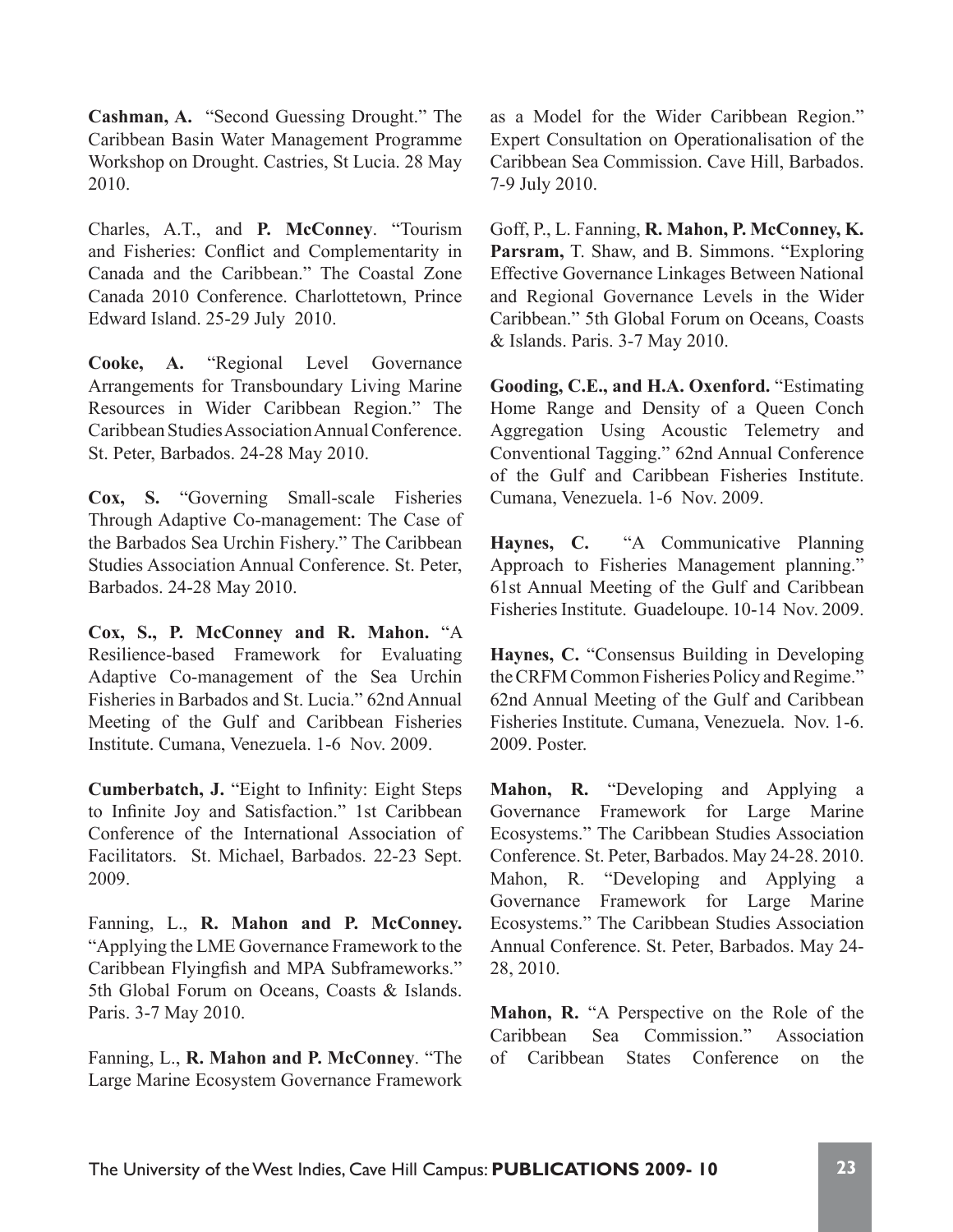**Cashman, A.** "Second Guessing Drought." The Caribbean Basin Water Management Programme Workshop on Drought. Castries, St Lucia. 28 May 2010.

Charles, A.T., and **P. McConney**. "Tourism and Fisheries: Conflict and Complementarity in Canada and the Caribbean." The Coastal Zone Canada 2010 Conference. Charlottetown, Prince Edward Island. 25-29 July 2010.

**Cooke, A.** "Regional Level Governance Arrangements for Transboundary Living Marine Resources in Wider Caribbean Region." The Caribbean Studies Association Annual Conference. St. Peter, Barbados. 24-28 May 2010.

**Cox, S.** "Governing Small-scale Fisheries Through Adaptive Co-management: The Case of the Barbados Sea Urchin Fishery." The Caribbean Studies Association Annual Conference. St. Peter, Barbados. 24-28 May 2010.

**Cox, S., P. McConney and R. Mahon.** "A Resilience-based Framework for Evaluating Adaptive Co-management of the Sea Urchin Fisheries in Barbados and St. Lucia." 62nd Annual Meeting of the Gulf and Caribbean Fisheries Institute. Cumana, Venezuela. 1-6 Nov. 2009.

**Cumberbatch, J.** "Eight to Infinity: Eight Steps to Infinite Joy and Satisfaction." 1st Caribbean Conference of the International Association of Facilitators. St. Michael, Barbados. 22-23 Sept. 2009.

Fanning, L., **R. Mahon and P. McConney.** "Applying the LME Governance Framework to the Caribbean Flyingfish and MPA Subframeworks." 5th Global Forum on Oceans, Coasts & Islands. Paris. 3-7 May 2010.

Fanning, L., **R. Mahon and P. McConney**. "The Large Marine Ecosystem Governance Framework as a Model for the Wider Caribbean Region." Expert Consultation on Operationalisation of the Caribbean Sea Commission. Cave Hill, Barbados. 7-9 July 2010.

Goff, P., L. Fanning, **R. Mahon, P. McConney, K. Parsram,** T. Shaw, and B. Simmons. "Exploring Effective Governance Linkages Between National and Regional Governance Levels in the Wider Caribbean." 5th Global Forum on Oceans, Coasts & Islands. Paris. 3-7 May 2010.

**Gooding, C.E., and H.A. Oxenford.** "Estimating Home Range and Density of a Queen Conch Aggregation Using Acoustic Telemetry and Conventional Tagging." 62nd Annual Conference of the Gulf and Caribbean Fisheries Institute. Cumana, Venezuela. 1-6 Nov. 2009.

**Haynes, C.** "A Communicative Planning Approach to Fisheries Management planning." 61st Annual Meeting of the Gulf and Caribbean Fisheries Institute. Guadeloupe. 10-14 Nov. 2009.

**Haynes, C.** "Consensus Building in Developing the CRFM Common Fisheries Policy and Regime." 62nd Annual Meeting of the Gulf and Caribbean Fisheries Institute. Cumana, Venezuela. Nov. 1-6. 2009. Poster.

**Mahon, R.** "Developing and Applying a Governance Framework for Large Marine Ecosystems." The Caribbean Studies Association Conference. St. Peter, Barbados. May 24-28. 2010. Mahon, R. "Developing and Applying a Governance Framework for Large Marine Ecosystems." The Caribbean Studies Association Annual Conference. St. Peter, Barbados. May 24-28, 2010.

**Mahon, R.** "A Perspective on the Role of the Caribbean Sea Commission." Association of Caribbean States Conference on the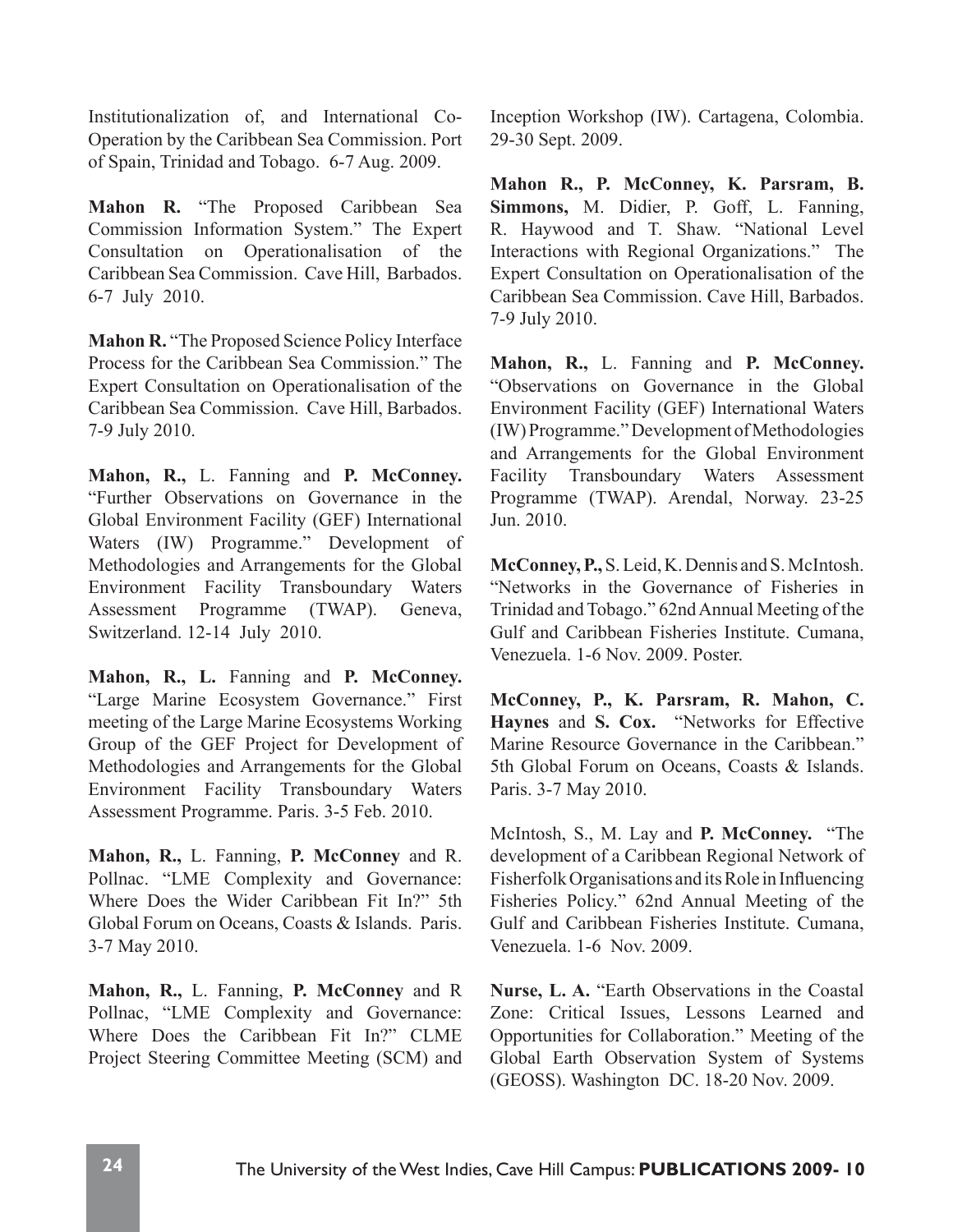Institutionalization of, and International Co-Operation by the Caribbean Sea Commission. Port of Spain, Trinidad and Tobago. 6-7 Aug. 2009.

**Mahon R.** "The Proposed Caribbean Sea Commission Information System." The Expert Consultation on Operationalisation of the Caribbean Sea Commission. Cave Hill, Barbados. 6-7 July 2010.

**Mahon R.** "The Proposed Science Policy Interface Process for the Caribbean Sea Commission." The Expert Consultation on Operationalisation of the Caribbean Sea Commission. Cave Hill, Barbados. 7-9 July 2010.

**Mahon, R.,** L. Fanning and **P. McConney.** "Further Observations on Governance in the Global Environment Facility (GEF) International Waters (IW) Programme." Development of Methodologies and Arrangements for the Global Environment Facility Transboundary Waters Assessment Programme (TWAP). Geneva, Switzerland. 12-14 July 2010.

**Mahon, R., L.** Fanning and **P. McConney.** "Large Marine Ecosystem Governance." First meeting of the Large Marine Ecosystems Working Group of the GEF Project for Development of Methodologies and Arrangements for the Global Environment Facility Transboundary Waters Assessment Programme. Paris. 3-5 Feb. 2010.

**Mahon, R.,** L. Fanning, **P. McConney** and R. Pollnac. "LME Complexity and Governance: Where Does the Wider Caribbean Fit In?" 5th Global Forum on Oceans, Coasts & Islands. Paris. 3-7 May 2010.

**Mahon, R.,** L. Fanning, **P. McConney** and R Pollnac, "LME Complexity and Governance: Where Does the Caribbean Fit In?" CLME Project Steering Committee Meeting (SCM) and Inception Workshop (IW). Cartagena, Colombia. 29-30 Sept. 2009.

**Mahon R., P. McConney, K. Parsram, B. Simmons,** M. Didier, P. Goff, L. Fanning, R. Haywood and T. Shaw. "National Level Interactions with Regional Organizations." The Expert Consultation on Operationalisation of the Caribbean Sea Commission. Cave Hill, Barbados. 7-9 July 2010.

**Mahon, R.,** L. Fanning and **P. McConney.** "Observations on Governance in the Global Environment Facility (GEF) International Waters (IW) Programme." Development of Methodologies and Arrangements for the Global Environment Facility Transboundary Waters Assessment Programme (TWAP). Arendal, Norway. 23-25 Jun. 2010.

**McConney, P.,** S. Leid, K. Dennis and S. McIntosh. "Networks in the Governance of Fisheries in Trinidad and Tobago." 62nd Annual Meeting of the Gulf and Caribbean Fisheries Institute. Cumana, Venezuela. 1-6 Nov. 2009. Poster.

**McConney, P., K. Parsram, R. Mahon, C. Haynes** and **S. Cox.** "Networks for Effective Marine Resource Governance in the Caribbean." 5th Global Forum on Oceans, Coasts & Islands. Paris. 3-7 May 2010.

McIntosh, S., M. Lay and **P. McConney.** "The development of a Caribbean Regional Network of Fisherfolk Organisations and its Role in Influencing Fisheries Policy." 62nd Annual Meeting of the Gulf and Caribbean Fisheries Institute. Cumana, Venezuela. 1-6 Nov. 2009.

**Nurse, L. A.** "Earth Observations in the Coastal Zone: Critical Issues, Lessons Learned and Opportunities for Collaboration." Meeting of the Global Earth Observation System of Systems (GEOSS). Washington DC. 18-20 Nov. 2009.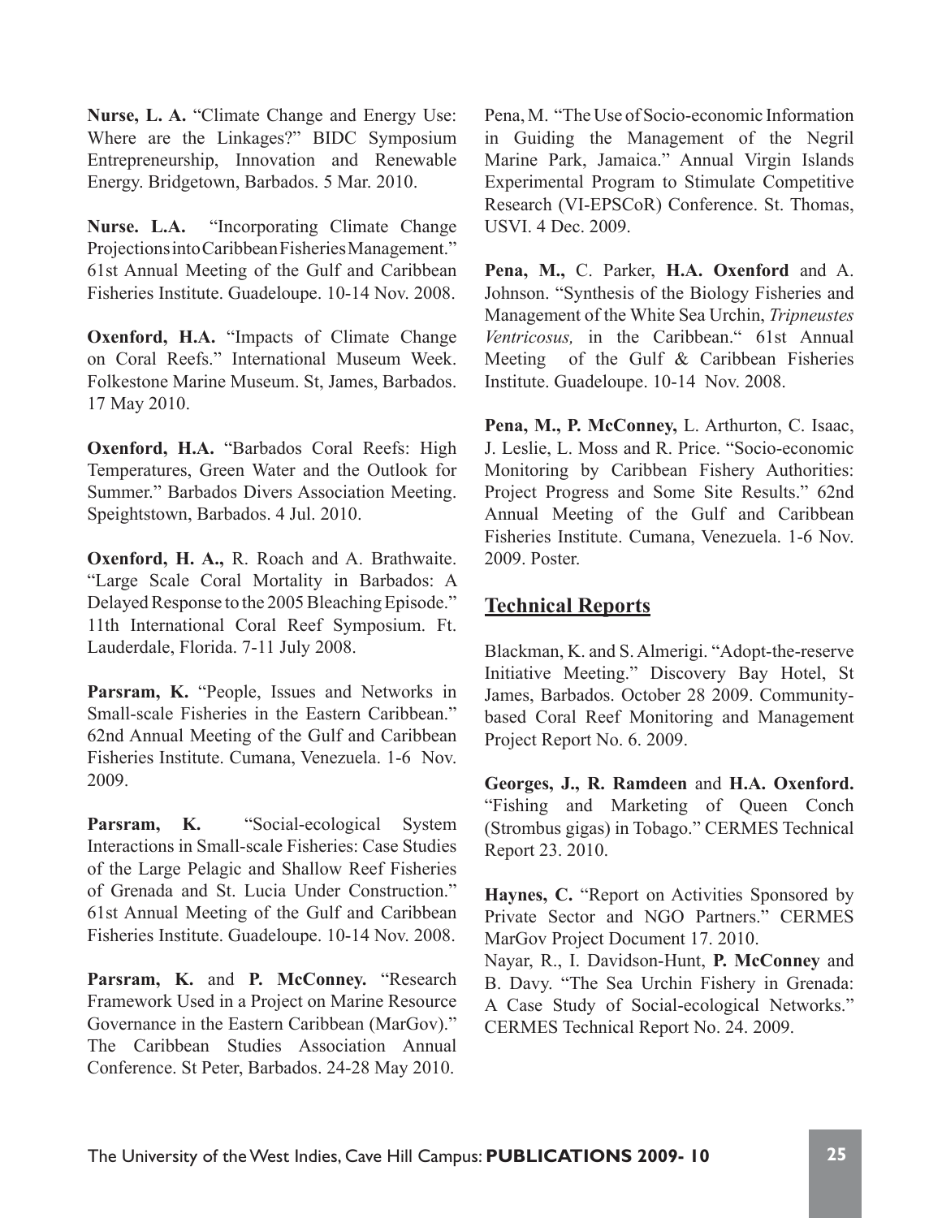**Nurse, L. A.** "Climate Change and Energy Use: Where are the Linkages?" BIDC Symposium Entrepreneurship, Innovation and Renewable Energy. Bridgetown, Barbados. 5 Mar. 2010.

**Nurse. L.A.** "Incorporating Climate Change Projections into Caribbean Fisheries Management." 61st Annual Meeting of the Gulf and Caribbean Fisheries Institute. Guadeloupe. 10-14 Nov. 2008.

**Oxenford, H.A.** "Impacts of Climate Change on Coral Reefs." International Museum Week. Folkestone Marine Museum. St, James, Barbados. 17 May 2010.

**Oxenford, H.A.** "Barbados Coral Reefs: High Temperatures, Green Water and the Outlook for Summer." Barbados Divers Association Meeting. Speightstown, Barbados. 4 Jul. 2010.

**Oxenford, H. A.,** R. Roach and A. Brathwaite. "Large Scale Coral Mortality in Barbados: A Delayed Response to the 2005 Bleaching Episode." 11th International Coral Reef Symposium. Ft. Lauderdale, Florida. 7-11 July 2008.

**Parsram, K.** "People, Issues and Networks in Small-scale Fisheries in the Eastern Caribbean." 62nd Annual Meeting of the Gulf and Caribbean Fisheries Institute. Cumana, Venezuela. 1-6 Nov. 2009.

**Parsram, K.** "Social-ecological System Interactions in Small-scale Fisheries: Case Studies of the Large Pelagic and Shallow Reef Fisheries of Grenada and St. Lucia Under Construction." 61st Annual Meeting of the Gulf and Caribbean Fisheries Institute. Guadeloupe. 10-14 Nov. 2008.

**Parsram, K.** and **P. McConney.** "Research Framework Used in a Project on Marine Resource Governance in the Eastern Caribbean (MarGov)." The Caribbean Studies Association Annual Conference. St Peter, Barbados. 24-28 May 2010.

Pena, M. "The Use of Socio-economic Information in Guiding the Management of the Negril Marine Park, Jamaica." Annual Virgin Islands Experimental Program to Stimulate Competitive Research (VI-EPSCoR) Conference. St. Thomas, USVI. 4 Dec. 2009.

**Pena, M.,** C. Parker, **H.A. Oxenford** and A. Johnson. "Synthesis of the Biology Fisheries and Management of the White Sea Urchin, *Tripneustes Ventricosus,* in the Caribbean." 61st Annual Meeting of the Gulf & Caribbean Fisheries Institute. Guadeloupe. 10-14 Nov. 2008.

**Pena, M., P. McConney,** L. Arthurton, C. Isaac, J. Leslie, L. Moss and R. Price. "Socio-economic Monitoring by Caribbean Fishery Authorities: Project Progress and Some Site Results." 62nd Annual Meeting of the Gulf and Caribbean Fisheries Institute. Cumana, Venezuela. 1-6 Nov. 2009. Poster.

## Technical Reports

Blackman, K. and S. Almerigi. "Adopt-the-reserve Initiative Meeting." Discovery Bay Hotel, St James, Barbados. October 28 2009. Community-based Coral Reef Monitoring and Management Project Report No. 6. 2009.

**Georges, J., R. Ramdeen** and **H.A. Oxenford.** "Fishing and Marketing of Queen Conch (Strombus gigas) in Tobago." CERMES Technical Report 23. 2010.

**Haynes, C.** "Report on Activities Sponsored by Private Sector and NGO Partners." CERMES MarGov Project Document 17. 2010.

Nayar, R., I. Davidson-Hunt, **P. McConney** and B. Davy. "The Sea Urchin Fishery in Grenada: A Case Study of Social-ecological Networks." CERMES Technical Report No. 24. 2009.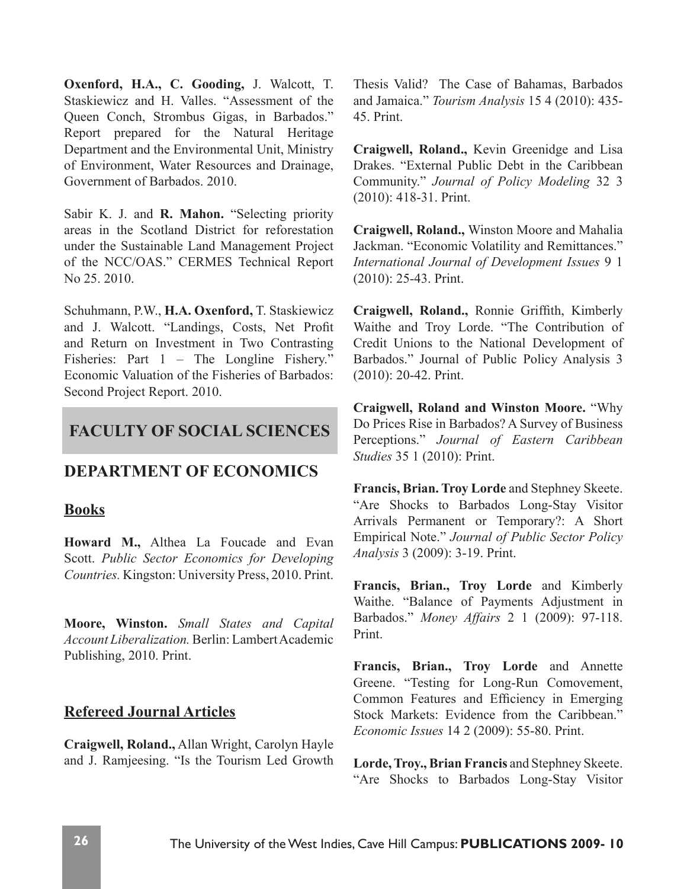**Oxenford, H.A., C. Gooding,** J. Walcott, T. Staskiewicz and H. Valles. "Assessment of the Queen Conch, Strombus Gigas, in Barbados." Report prepared for the Natural Heritage Department and the Environmental Unit, Ministry of Environment, Water Resources and Drainage, Government of Barbados. 2010.

Sabir K. J. and **R. Mahon.** "Selecting priority areas in the Scotland District for reforestation under the Sustainable Land Management Project of the NCC/OAS." CERMES Technical Report No 25. 2010.

Schuhmann, P.W., **H.A. Oxenford,** T. Staskiewicz and J. Walcott. "Landings, Costs, Net Profit and Return on Investment in Two Contrasting Fisheries: Part 1 – The Longline Fishery." Economic Valuation of the Fisheries of Barbados: Second Project Report. 2010.

# FACULTY OF SOCIAL SCIENCES

## DEPARTMENT OF ECONOMICS

### Books

**Howard M.,** Althea La Foucade and Evan Scott. *Public Sector Economics for Developing Countries.* Kingston: University Press, 2010. Print.

**Moore, Winston.** *Small States and Capital Account Liberalization.* Berlin: Lambert Academic Publishing, 2010. Print.

### Refereed Journal Articles

**Craigwell, Roland.,** Allan Wright, Carolyn Hayle and J. Ramjeesing. "Is the Tourism Led Growth Thesis Valid? The Case of Bahamas, Barbados and Jamaica." *Tourism Analysis* 15 4 (2010): 435-45. Print.

**Craigwell, Roland.,** Kevin Greenidge and Lisa Drakes. "External Public Debt in the Caribbean Community." *Journal of Policy Modeling* 32 3 (2010): 418-31. Print.

**Craigwell, Roland.,** Winston Moore and Mahalia Jackman. "Economic Volatility and Remittances." *International Journal of Development Issues* 9 1 (2010): 25-43. Print.

**Craigwell, Roland.,** Ronnie Griffith, Kimberly Waithe and Troy Lorde. "The Contribution of Credit Unions to the National Development of Barbados." Journal of Public Policy Analysis 3 (2010): 20-42. Print.

**Craigwell, Roland and Winston Moore.** "Why Do Prices Rise in Barbados? A Survey of Business Perceptions." *Journal of Eastern Caribbean Studies* 35 1 (2010): Print.

**Francis, Brian. Troy Lorde** and Stephney Skeete. "Are Shocks to Barbados Long-Stay Visitor Arrivals Permanent or Temporary?: A Short Empirical Note." *Journal of Public Sector Policy Analysis* 3 (2009): 3-19. Print.

**Francis, Brian., Troy Lorde** and Kimberly Waithe. "Balance of Payments Adjustment in Barbados." *Money Affairs* 2 1 (2009): 97-118. Print.

**Francis, Brian., Troy Lorde** and Annette Greene. "Testing for Long-Run Comovement, Common Features and Efficiency in Emerging Stock Markets: Evidence from the Caribbean." *Economic Issues* 14 2 (2009): 55-80. Print.

**Lorde, Troy., Brian Francis** and Stephney Skeete. "Are Shocks to Barbados Long-Stay Visitor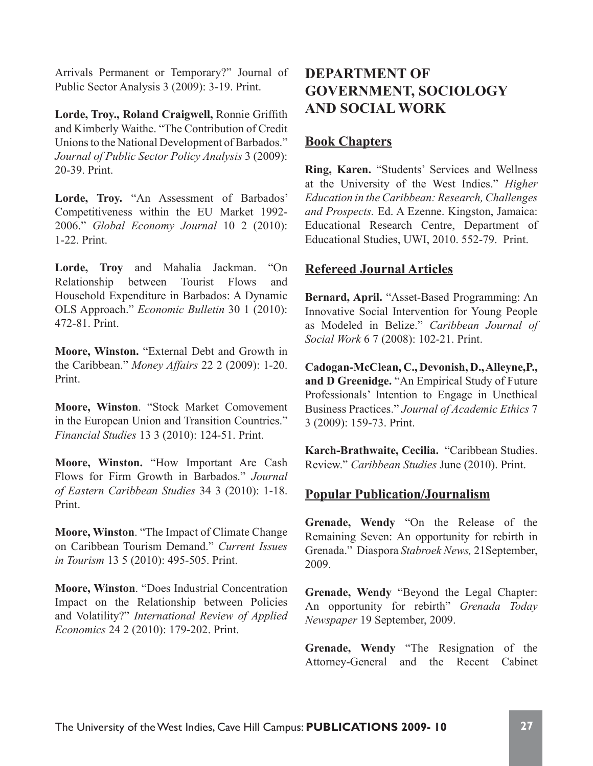Arrivals Permanent or Temporary?" Journal of Public Sector Analysis 3 (2009): 3-19. Print.

**Lorde, Troy., Roland Craigwell,** Ronnie Griffith and Kimberly Waithe. "The Contribution of Credit Unions to the National Development of Barbados." *Journal of Public Sector Policy Analysis* 3 (2009): 20-39. Print.

**Lorde, Troy.** "An Assessment of Barbados' Competitiveness within the EU Market 1992-2006." *Global Economy Journal* 10 2 (2010): 1-22. Print.

**Lorde, Troy** and Mahalia Jackman. "On Relationship between Tourist Flows and Household Expenditure in Barbados: A Dynamic OLS Approach." *Economic Bulletin* 30 1 (2010): 472-81. Print.

**Moore, Winston.** "External Debt and Growth in the Caribbean." *Money Affairs* 22 2 (2009): 1-20. Print.

**Moore, Winston**. "Stock Market Comovement in the European Union and Transition Countries." *Financial Studies* 13 3 (2010): 124-51. Print.

**Moore, Winston.** "How Important Are Cash Flows for Firm Growth in Barbados." *Journal of Eastern Caribbean Studies* 34 3 (2010): 1-18. Print.

**Moore, Winston**. "The Impact of Climate Change on Caribbean Tourism Demand." *Current Issues in Tourism* 13 5 (2010): 495-505. Print.

**Moore, Winston**. "Does Industrial Concentration Impact on the Relationship between Policies and Volatility?" *International Review of Applied Economics* 24 2 (2010): 179-202. Print.

# DEPARTMENT OF GOVERNMENT, SOCIOLOGY AND SOCIAL WORK

## Book Chapters

**Ring, Karen.** "Students' Services and Wellness at the University of the West Indies." *Higher Education in the Caribbean: Research, Challenges and Prospects.* Ed. A Ezenne. Kingston, Jamaica: Educational Research Centre, Department of Educational Studies, UWI, 2010. 552-79. Print.

## Refereed Journal Articles

**Bernard, April.** "Asset-Based Programming: An Innovative Social Intervention for Young People as Modeled in Belize." *Caribbean Journal of Social Work* 6 7 (2008): 102-21. Print.

**Cadogan-McClean, C., Devonish, D., Alleyne,P., and D Greenidge.** "An Empirical Study of Future Professionals' Intention to Engage in Unethical Business Practices." *Journal of Academic Ethics* 7 3 (2009): 159-73. Print.

**Karch-Brathwaite, Cecilia.** "Caribbean Studies. Review." *Caribbean Studies* June (2010). Print.

## Popular Publication/Journalism

**Grenade, Wendy** "On the Release of the Remaining Seven: An opportunity for rebirth in Grenada." Diaspora *Stabroek News,* 21September, 2009.

**Grenade, Wendy** "Beyond the Legal Chapter: An opportunity for rebirth" *Grenada Today Newspaper* 19 September, 2009.

**Grenade, Wendy** "The Resignation of the Attorney-General and the Recent Cabinet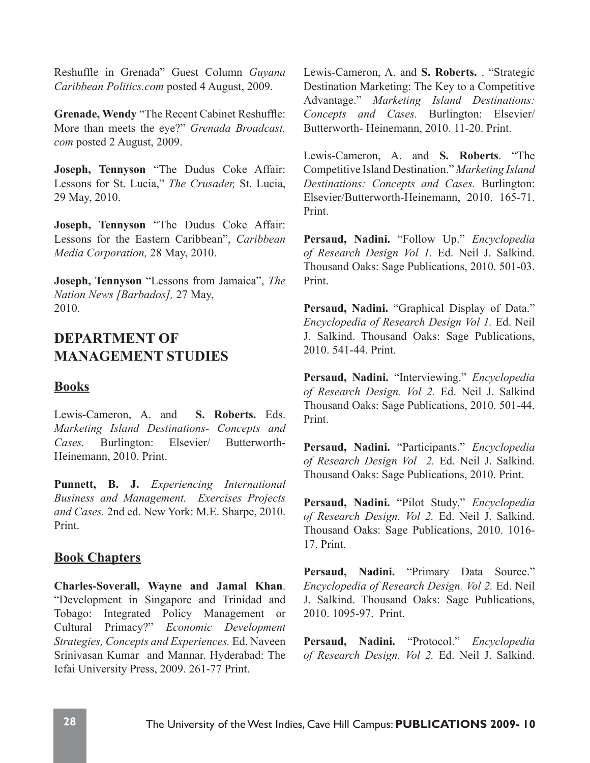Reshuffle in Grenada" Guest Column *Guyana Caribbean Politics.com* posted 4 August, 2009.

**Grenade, Wendy** "The Recent Cabinet Reshuffle: More than meets the eye?" *Grenada Broadcast.com* posted 2 August, 2009.

**Joseph, Tennyson** "The Dudus Coke Affair: Lessons for St. Lucia," *The Crusader,* St. Lucia, 29 May, 2010.

**Joseph, Tennyson** "The Dudus Coke Affair: Lessons for the Eastern Caribbean", *Caribbean Media Corporation,* 28 May, 2010.

**Joseph, Tennyson** "Lessons from Jamaica", *The Nation News [Barbados],* 27 May, 2010.

## DEPARTMENT OF MANAGEMENT STUDIES

### Books

Lewis-Cameron, A. and **S. Roberts.** Eds. *Marketing Island Destinations- Concepts and Cases.* Burlington: Elsevier/ Butterworth-Heinemann, 2010. Print.

**Punnett, B. J.** *Experiencing International Business and Management. Exercises Projects and Cases.* 2nd ed. New York: M.E. Sharpe, 2010. Print.

### Book Chapters

**Charles-Soverall, Wayne and Jamal Khan**. "Development in Singapore and Trinidad and Tobago: Integrated Policy Management or Cultural Primacy?" *Economic Development Strategies, Concepts and Experiences.* Ed. Naveen Srinivasan Kumar and Mannar. Hyderabad: The Icfai University Press, 2009. 261-77 Print.

Lewis-Cameron, A. and **S. Roberts.** . "Strategic Destination Marketing: The Key to a Competitive Advantage." *Marketing Island Destinations: Concepts and Cases.* Burlington: Elsevier/ Butterworth- Heinemann, 2010. 11-20. Print.

Lewis-Cameron, A. and **S. Roberts**. "The Competitive Island Destination." *Marketing Island Destinations: Concepts and Cases.* Burlington: Elsevier/Butterworth-Heinemann, 2010. 165-71. Print.

**Persaud, Nadini.** "Follow Up." *Encyclopedia of Research Design Vol 1.* Ed. Neil J. Salkind. Thousand Oaks: Sage Publications, 2010. 501-03. Print.

**Persaud, Nadini.** "Graphical Display of Data." *Encyclopedia of Research Design Vol 1.* Ed. Neil J. Salkind. Thousand Oaks: Sage Publications, 2010. 541-44. Print.

**Persaud, Nadini.** "Interviewing." *Encyclopedia of Research Design. Vol 2.* Ed. Neil J. Salkind Thousand Oaks: Sage Publications, 2010. 501-44. Print.

**Persaud, Nadini.** "Participants." *Encyclopedia of Research Design Vol 2.* Ed. Neil J. Salkind. Thousand Oaks: Sage Publications, 2010. Print.

**Persaud, Nadini.** "Pilot Study." *Encyclopedia of Research Design. Vol 2.* Ed. Neil J. Salkind. Thousand Oaks: Sage Publications, 2010. 1016-17. Print.

**Persaud, Nadini.** "Primary Data Source." *Encyclopedia of Research Design. Vol 2.* Ed. Neil J. Salkind. Thousand Oaks: Sage Publications, 2010. 1095-97. Print.

**Persaud, Nadini.** "Protocol." *Encyclopedia of Research Design. Vol 2.* Ed. Neil J. Salkind.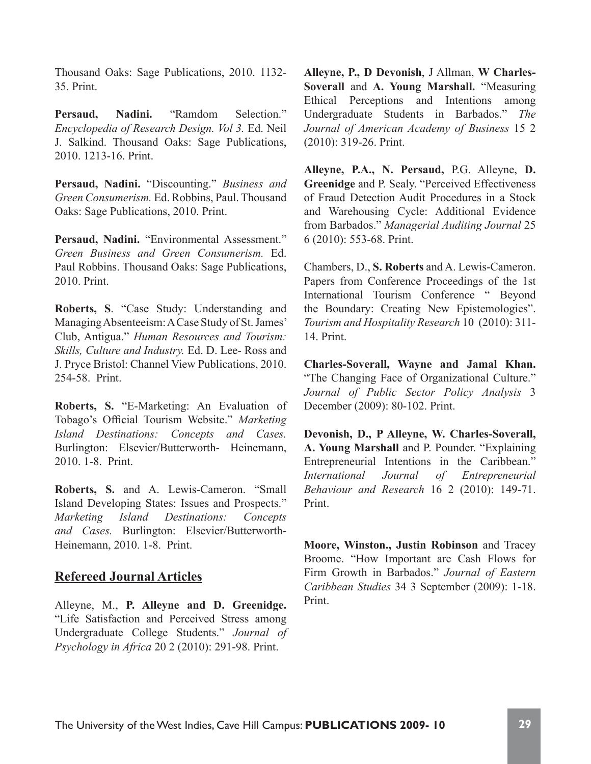Thousand Oaks: Sage Publications, 2010. 1132-35. Print.

**Persaud, Nadini.** "Ramdom Selection." *Encyclopedia of Research Design. Vol 3.* Ed. Neil J. Salkind. Thousand Oaks: Sage Publications, 2010. 1213-16. Print.

**Persaud, Nadini.** "Discounting." *Business and Green Consumerism.* Ed. Robbins, Paul. Thousand Oaks: Sage Publications, 2010. Print.

**Persaud, Nadini.** "Environmental Assessment." *Green Business and Green Consumerism.* Ed. Paul Robbins. Thousand Oaks: Sage Publications, 2010. Print.

**Roberts, S**. "Case Study: Understanding and Managing Absenteeism: A Case Study of St. James' Club, Antigua." *Human Resources and Tourism: Skills, Culture and Industry.* Ed. D. Lee- Ross and J. Pryce Bristol: Channel View Publications, 2010. 254-58. Print.

**Roberts, S.** "E-Marketing: An Evaluation of Tobago's Official Tourism Website." *Marketing Island Destinations: Concepts and Cases.* Burlington: Elsevier/Butterworth- Heinemann, 2010. 1-8. Print.

**Roberts, S.** and A. Lewis-Cameron. "Small Island Developing States: Issues and Prospects." *Marketing Island Destinations: Concepts and Cases.* Burlington: Elsevier/Butterworth-Heinemann, 2010. 1-8. Print.

## Refereed Journal Articles

Alleyne, M., **P. Alleyne and D. Greenidge.** "Life Satisfaction and Perceived Stress among Undergraduate College Students." *Journal of Psychology in Africa* 20 2 (2010): 291-98. Print.

**Alleyne, P., D Devonish**, J Allman, **W Charles-Soverall** and **A. Young Marshall.** "Measuring Ethical Perceptions and Intentions among Undergraduate Students in Barbados." *The Journal of American Academy of Business* 15 2 (2010): 319-26. Print.

**Alleyne, P.A., N. Persaud,** P.G. Alleyne, **D. Greenidge** and P. Sealy. "Perceived Effectiveness of Fraud Detection Audit Procedures in a Stock and Warehousing Cycle: Additional Evidence from Barbados." *Managerial Auditing Journal* 25 6 (2010): 553-68. Print.

Chambers, D., **S. Roberts** and A. Lewis-Cameron. Papers from Conference Proceedings of the 1st International Tourism Conference " Beyond the Boundary: Creating New Epistemologies". *Tourism and Hospitality Research* 10 (2010): 311-14. Print.

**Charles-Soverall, Wayne and Jamal Khan.** "The Changing Face of Organizational Culture." *Journal of Public Sector Policy Analysis* 3 December (2009): 80-102. Print.

**Devonish, D., P Alleyne, W. Charles-Soverall, A. Young Marshall** and P. Pounder. "Explaining Entrepreneurial Intentions in the Caribbean." *International Journal of Entrepreneurial Behaviour and Research* 16 2 (2010): 149-71. Print.

**Moore, Winston., Justin Robinson** and Tracey Broome. "How Important are Cash Flows for Firm Growth in Barbados." *Journal of Eastern Caribbean Studies* 34 3 September (2009): 1-18. Print.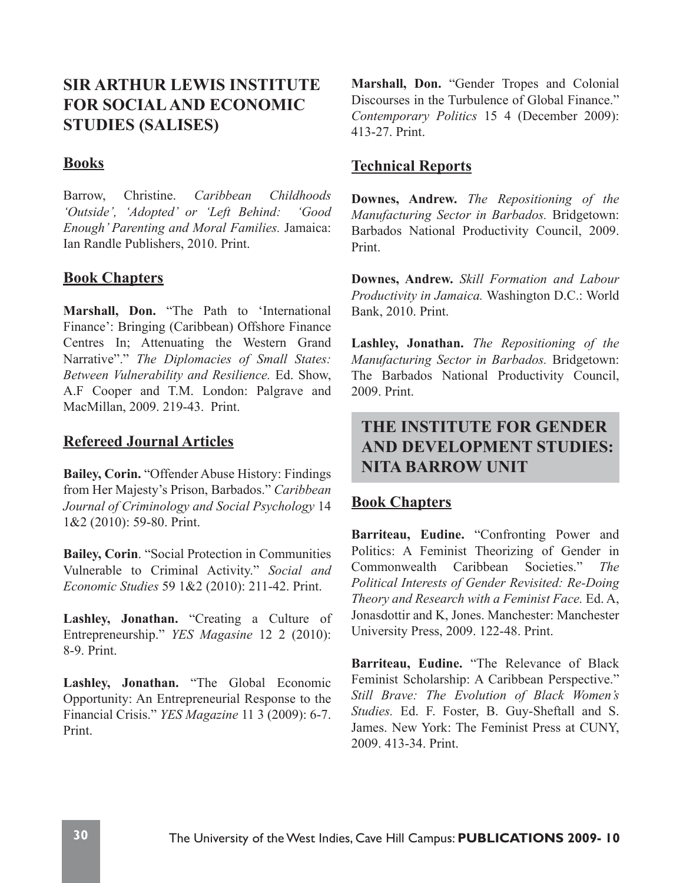## SIR ARTHUR LEWIS INSTITUTE FOR SOCIAL AND ECONOMIC STUDIES (SALISES)

### Books

Barrow, Christine. *Caribbean Childhoods 'Outside', 'Adopted' or 'Left Behind: 'Good Enough' Parenting and Moral Families.* Jamaica: Ian Randle Publishers, 2010. Print.

### Book Chapters

**Marshall, Don.** "The Path to 'International Finance': Bringing (Caribbean) Offshore Finance Centres In; Attenuating the Western Grand Narrative"." *The Diplomacies of Small States: Between Vulnerability and Resilience.* Ed. Show, A.F Cooper and T.M. London: Palgrave and MacMillan, 2009. 219-43. Print.

### Refereed Journal Articles

**Bailey, Corin.** "Offender Abuse History: Findings from Her Majesty's Prison, Barbados." *Caribbean Journal of Criminology and Social Psychology* 14 1&2 (2010): 59-80. Print.

**Bailey, Corin**. "Social Protection in Communities Vulnerable to Criminal Activity." *Social and Economic Studies* 59 1&2 (2010): 211-42. Print.

**Lashley, Jonathan.** "Creating a Culture of Entrepreneurship." *YES Magasine* 12 2 (2010): 8-9. Print.

**Lashley, Jonathan.** "The Global Economic Opportunity: An Entrepreneurial Response to the Financial Crisis." *YES Magazine* 11 3 (2009): 6-7. Print.

**Marshall, Don.** "Gender Tropes and Colonial Discourses in the Turbulence of Global Finance." *Contemporary Politics* 15 4 (December 2009): 413-27. Print.

### Technical Reports

**Downes, Andrew.** *The Repositioning of the Manufacturing Sector in Barbados.* Bridgetown: Barbados National Productivity Council, 2009. Print.

**Downes, Andrew.** *Skill Formation and Labour Productivity in Jamaica.* Washington D.C.: World Bank, 2010. Print.

**Lashley, Jonathan.** *The Repositioning of the Manufacturing Sector in Barbados.* Bridgetown: The Barbados National Productivity Council, 2009. Print.

## THE INSTITUTE FOR GENDER AND DEVELOPMENT STUDIES: NITA BARROW UNIT

### Book Chapters

**Barriteau, Eudine.** "Confronting Power and Politics: A Feminist Theorizing of Gender in Commonwealth Caribbean Societies." *The Political Interests of Gender Revisited: Re-Doing Theory and Research with a Feminist Face.* Ed. A, Jonasdottir and K, Jones. Manchester: Manchester University Press, 2009. 122-48. Print.

**Barriteau, Eudine.** "The Relevance of Black Feminist Scholarship: A Caribbean Perspective." *Still Brave: The Evolution of Black Women's Studies.* Ed. F. Foster, B. Guy-Sheftall and S. James. New York: The Feminist Press at CUNY, 2009. 413-34. Print.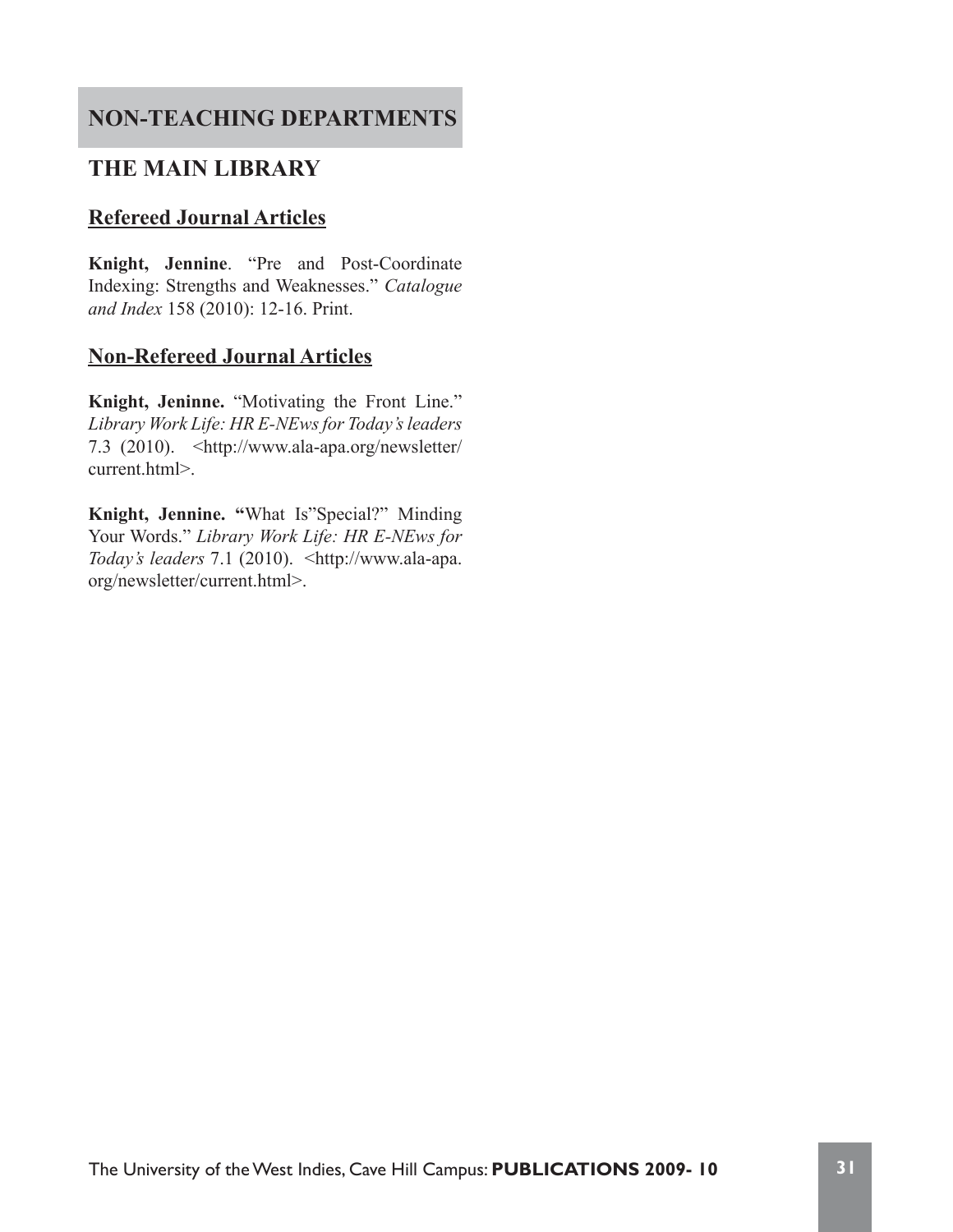# NON-TEACHING DEPARTMENTS

## THE MAIN LIBRARY

### Refereed Journal Articles

**Knight, Jennine**. "Pre and Post-Coordinate Indexing: Strengths and Weaknesses." *Catalogue and Index* 158 (2010): 12-16. Print.

### Non-Refereed Journal Articles

**Knight, Jeninne.** "Motivating the Front Line." *Library Work Life: HR E-NEws for Today's leaders* 7.3 (2010). <http://www.ala-apa.org/newsletter/current.html>.

**Knight, Jennine. "**What Is"Special?" Minding Your Words." *Library Work Life: HR E-NEws for Today's leaders* 7.1 (2010). <http://www.ala-apa.org/newsletter/current.html>.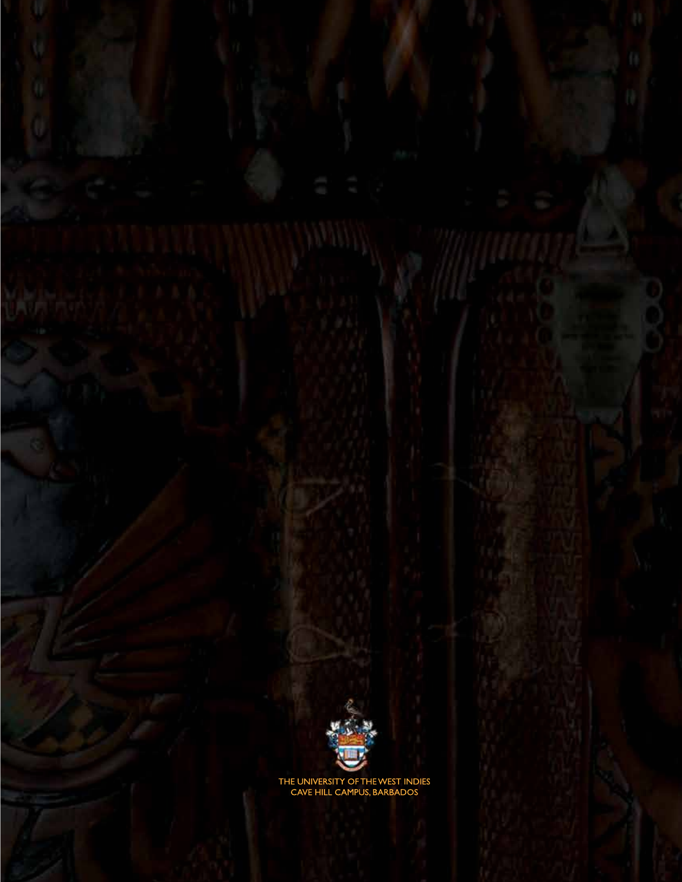THE UNIVERSITY OF THE WEST INDIES
CAVE HILL CAMPUS, BARBADOS